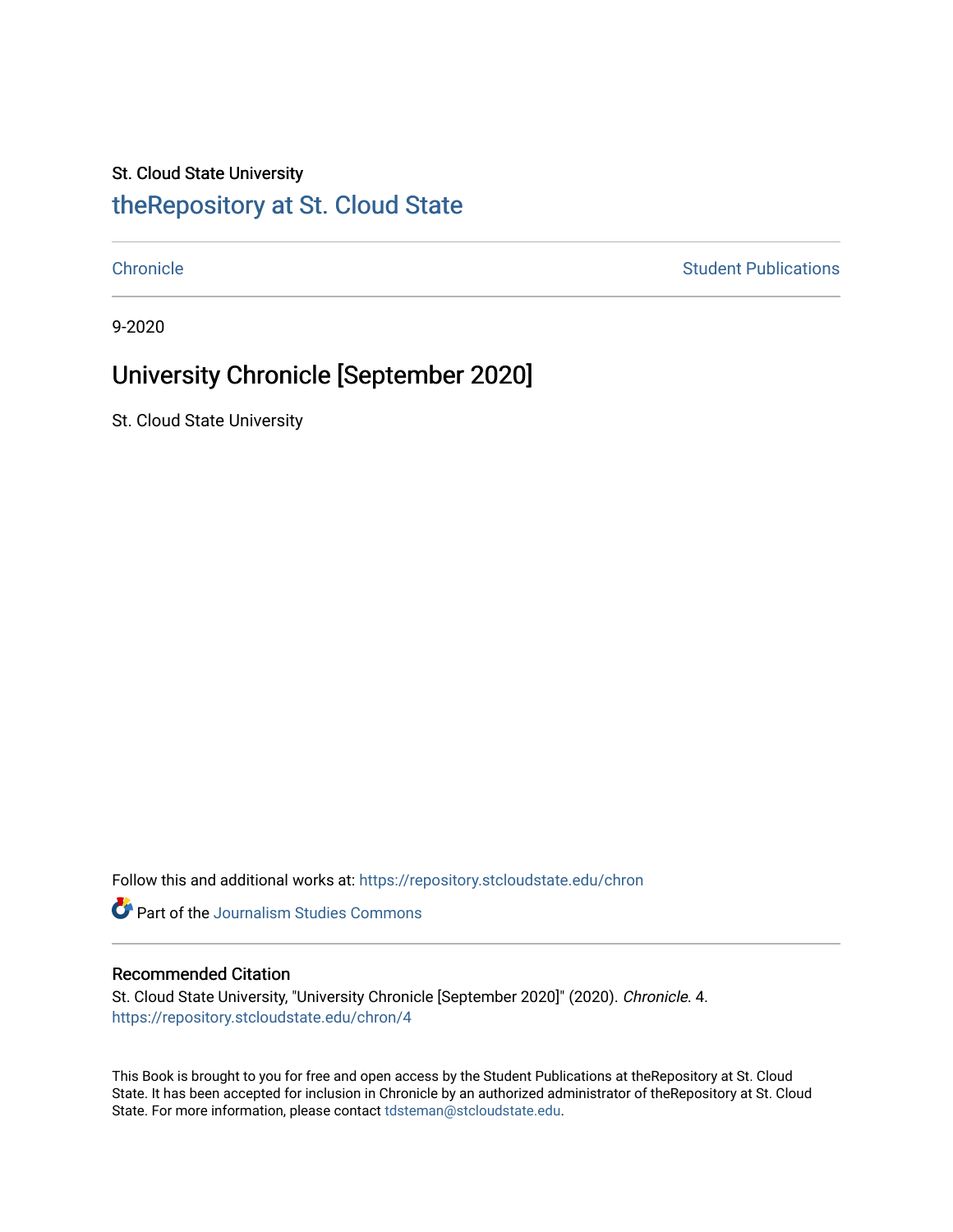St. Cloud State University

# theRepository at St. Cloud State

Chronicle | Student Publications

9-2020

## University Chronicle [September 2020]

St. Cloud State University

Follow this and additional works at: https://repository.stcloudstate.edu/chron

Part of the Journalism Studies Commons

### Recommended Citation

St. Cloud State University, "University Chronicle [September 2020]" (2020). *Chronicle*. 4.
https://repository.stcloudstate.edu/chron/4

This Book is brought to you for free and open access by the Student Publications at theRepository at St. Cloud State. It has been accepted for inclusion in Chronicle by an authorized administrator of theRepository at St. Cloud State. For more information, please contact tdsteman@stcloudstate.edu.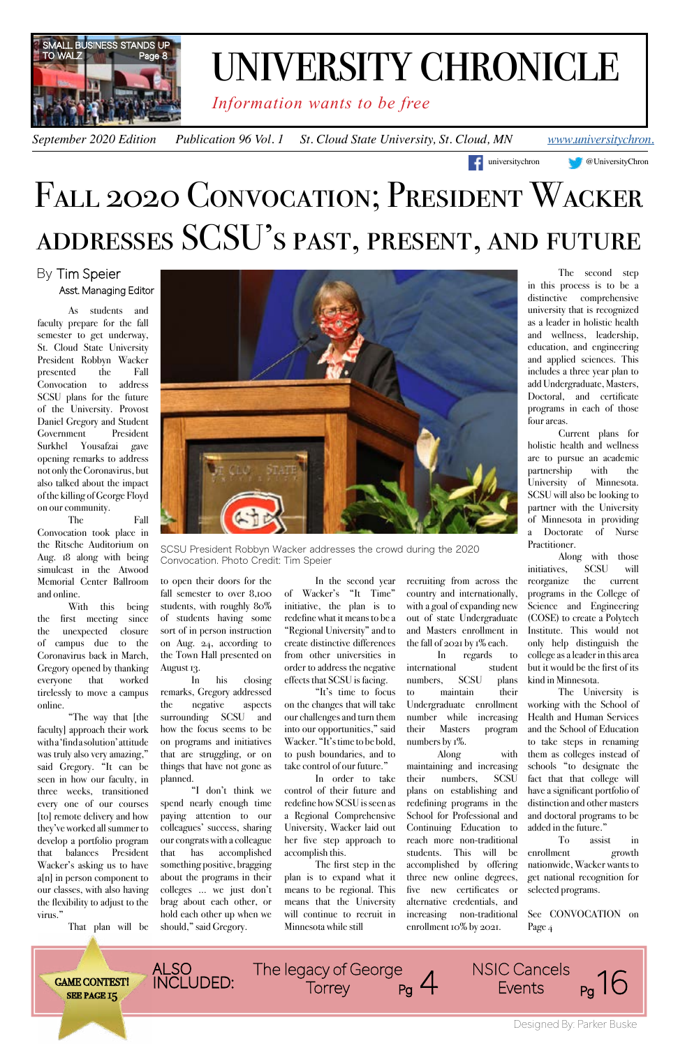# UNIVERSITY CHRONICLE

*Information wants to be free*

SMALL BUSINESS STANDS UP TO WALZ Page 8

*September 2020 Edition* *Publication 96 Vol. 1* *St. Cloud State University, St. Cloud, MN* *www.universitychron.*

universitychron @UniversityChron

# Fall 2020 Convocation; President Wacker addresses SCSU's past, present, and future

By Tim Speier

Asst. Managing Editor

As students and faculty prepare for the fall semester to get underway, St. Cloud State University President Robbyn Wacker presented the Fall Convocation to address SCSU plans for the future of the University. Provost Daniel Gregory and Student Government President Surkhel Yousafzai gave opening remarks to address not only the Coronavirus, but also talked about the impact of the killing of George Floyd on our community.

The Fall Convocation took place in the Ritsche Auditorium on Aug. 18 along with being simulcast in the Atwood Memorial Center Ballroom and online.

With this being the first meeting since the unexpected closure of campus due to the Coronavirus back in March, Gregory opened by thanking everyone that worked tirelessly to move a campus online.

"The way that [the faculty] approach their work with a 'find a solution' attitude was truly also very amazing," said Gregory. "It can be seen in how our faculty, in three weeks, transitioned every one of our courses [to] remote delivery and how they've worked all summer to develop a portfolio program that balances President Wacker's asking us to have a[n] in person component to our classes, with also having the flexibility to adjust to the virus."

That plan will be to open their doors for the fall semester to over 8,100 students, with roughly 80% of students having some sort of in person instruction on Aug. 24, according to the Town Hall presented on August 13.

In his closing remarks, Gregory addressed the negative aspects surrounding SCSU and how the focus seems to be on programs and initiatives that are struggling, or on things that have not gone as planned.

"I don't think we spend nearly enough time paying attention to our colleagues' success, sharing our congrats with a colleague that has accomplished something positive, bragging about the programs in their colleges ... we just don't brag about each other, or hold each other up when we should," said Gregory.

SCSU President Robbyn Wacker addresses the crowd during the 2020 Convocation. Photo Credit: Tim Speier

In the second year of Wacker's "It Time" initiative, the plan is to redefine what it means to be a "Regional University" and to create distinctive differences from other universities in order to address the negative effects that SCSU is facing.

"It's time to focus on the changes that will take our challenges and turn them into our opportunities," said Wacker. "It's time to be bold, to push boundaries, and to take control of our future."

In order to take control of their future and redefine how SCSU is seen as a Regional Comprehensive University, Wacker laid out her five step approach to accomplish this.

The first step in the plan is to expand what it means to be regional. This means that the University will continue to recruit in Minnesota while still recruiting from across the country and internationally, with a goal of expanding new out of state Undergraduate and Masters enrollment in the fall of 2021 by 1% each.

In regards to international student numbers, SCSU plans to maintain their Undergraduate enrollment number while increasing their Masters program numbers by 1%.

Along with maintaining and increasing their numbers, SCSU plans on establishing and redefining programs in the School for Professional and Continuing Education to reach more non-traditional students. This will be accomplished by offering three new online degrees, five new certificates or alternative credentials, and increasing non-traditional enrollment 10% by 2021.

The second step in this process is to be a distinctive comprehensive university that is recognized as a leader in holistic health and wellness, leadership, education, and engineering and applied sciences. This includes a three year plan to add Undergraduate, Masters, Doctoral, and certificate programs in each of those four areas.

Current plans for holistic health and wellness are to pursue an academic partnership with the University of Minnesota. SCSU will also be looking to partner with the University of Minnesota in providing a Doctorate of Nurse Practitioner.

Along with those initiatives, SCSU will reorganize the current programs in the College of Science and Engineering (COSE) to create a Polytech Institute. This would not only help distinguish the college as a leader in this area but it would be the first of its kind in Minnesota.

The University is working with the School of Health and Human Services and the School of Education to take steps in renaming them as colleges instead of schools "to designate the fact that that college will have a significant portfolio of distinction and other masters and doctoral programs to be added in the future."

To assist in enrollment growth nationwide, Wacker wants to get national recognition for selected programs.

See CONVOCATION on Page 4

GAME CONTEST! SEE PAGE 15

ALSO INCLUDED: The legacy of George Torrey Pg 4 NSIC Cancels Events Pg 16

Designed By: Parker Buske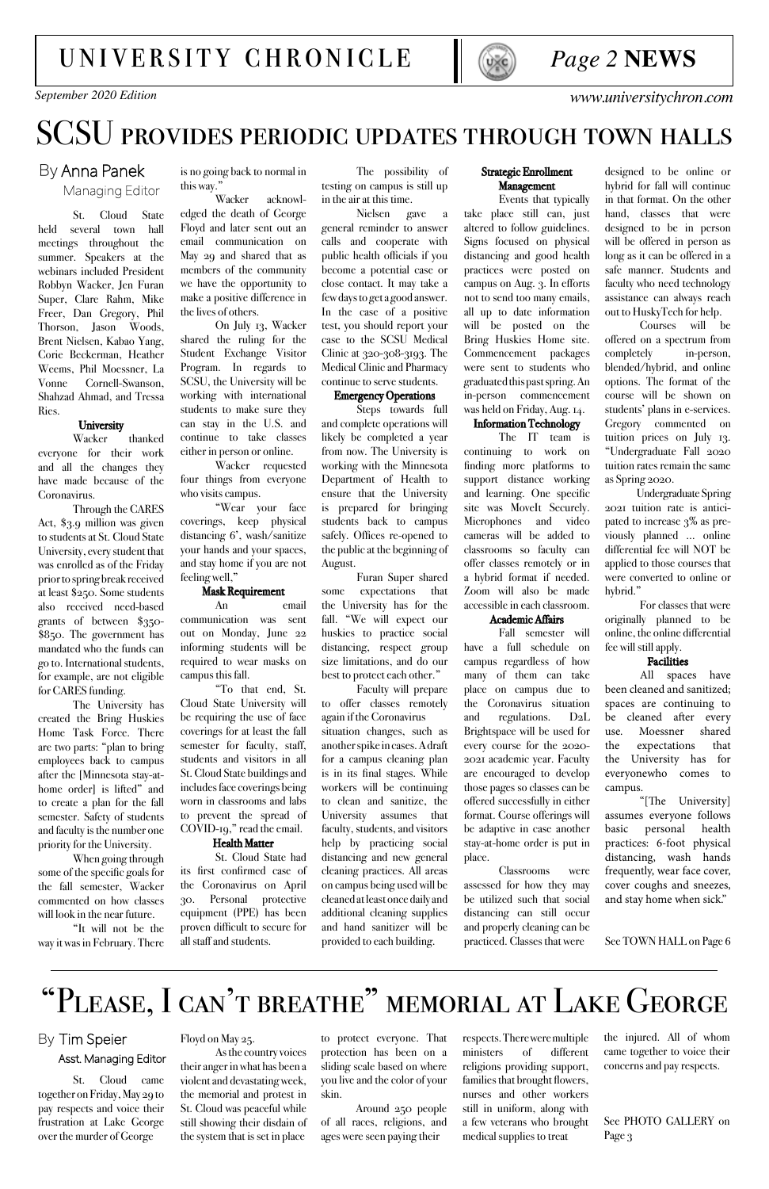# SCSU provides periodic updates through town halls

By Anna Panek
Managing Editor

St. Cloud State held several town hall meetings throughout the summer. Speakers at the webinars included President Robbyn Wacker, Jen Furan Super, Clare Rahm, Mike Freer, Dan Gregory, Phil Thorson, Jason Woods, Brent Nielsen, Kabao Yang, Corie Beckerman, Heather Weems, Phil Moessner, La Vonne Cornell-Swanson, Shahzad Ahmad, and Tressa Ries.

### University

Wacker thanked everyone for their work and all the changes they have made because of the Coronavirus.

Through the CARES Act, $3.9 million was given to students at St. Cloud State University, every student that was enrolled as of the Friday prior to spring break received at least $250. Some students also received need-based grants of between $350-$850. The government has mandated who the funds can go to. International students, for example, are not eligible for CARES funding.

The University has created the Bring Huskies Home Task Force. There are two parts: "plan to bring employees back to campus after the [Minnesota stay-at-home order] is lifted" and to create a plan for the fall semester. Safety of students and faculty is the number one priority for the University.

When going through some of the specific goals for the fall semester, Wacker commented on how classes will look in the near future.

"It will not be the way it was in February. There is no going back to normal in this way."

Wacker acknowledged the death of George Floyd and later sent out an email communication on May 29 and shared that as members of the community we have the opportunity to make a positive difference in the lives of others.

On July 13, Wacker shared the ruling for the Student Exchange Visitor Program. In regards to SCSU, the University will be working with international students to make sure they can stay in the U.S. and continue to take classes either in person or online.

Wacker requested four things from everyone who visits campus.

"Wear your face coverings, keep physical distancing 6', wash/sanitize your hands and your spaces, and stay home if you are not feeling well,"

### Mask Requirement

An email communication was sent out on Monday, June 22 informing students will be required to wear masks on campus this fall.

"To that end, St. Cloud State University will be requiring the use of face coverings for at least the fall semester for faculty, staff, students and visitors in all St. Cloud State buildings and includes face coverings being worn in classrooms and labs to prevent the spread of COVID-19," read the email.

### Health Matter

St. Cloud State had its first confirmed case of the Coronavirus on April 30. Personal protective equipment (PPE) has been proven difficult to secure for all staff and students.

The possibility of testing on campus is still up in the air at this time.

Nielsen gave a general reminder to answer calls and cooperate with public health officials if you become a potential case or close contact. It may take a few days to get a good answer. In the case of a positive test, you should report your case to the SCSU Medical Clinic at 320-308-3193. The Medical Clinic and Pharmacy continue to serve students.

### Emergency Operations

Steps towards full and complete operations will likely be completed a year from now. The University is working with the Minnesota Department of Health to ensure that the University is prepared for bringing students back to campus safely. Offices re-opened to the public at the beginning of August.

Furan Super shared some expectations that the University has for the fall. "We will expect our huskies to practice social distancing, respect group size limitations, and do our best to protect each other."

Faculty will prepare to offer classes remotely again if the Coronavirus situation changes, such as another spike in cases. A draft for a campus cleaning plan is in its final stages. While workers will be continuing to clean and sanitize, the University assumes that faculty, students, and visitors help by practicing social distancing and new general cleaning practices. All areas on campus being used will be cleaned at least once daily and additional cleaning supplies and hand sanitizer will be provided to each building.

### Strategic Enrollment Management

Events that typically take place still can, just altered to follow guidelines. Signs focused on physical distancing and good health practices were posted on campus on Aug. 3. In efforts not to send too many emails, all up to date information will be posted on the Bring Huskies Home site. Commencement packages were sent to students who graduated this past spring. An in-person commencement was held on Friday, Aug. 14.

### Information Technology

The IT team is continuing to work on finding more platforms to support distance working and learning. One specific site was MoveIt Securely. Microphones and video cameras will be added to classrooms so faculty can offer classes remotely or in a hybrid format if needed. Zoom will also be made accessible in each classroom.

### Academic Affairs

Fall semester will have a full schedule on campus regardless of how many of them can take place on campus due to the Coronavirus situation and regulations. D2L Brightspace will be used for every course for the 2020-2021 academic year. Faculty are encouraged to develop those pages so classes can be offered successfully in either format. Course offerings will be adaptive in case another stay-at-home order is put in place.

Classrooms were assessed for how they may be utilized such that social distancing can still occur and properly cleaning can be practiced. Classes that were designed to be online or hybrid for fall will continue in that format. On the other hand, classes that were designed to be in person will be offered in person as long as it can be offered in a safe manner. Students and faculty who need technology assistance can always reach out to HuskyTech for help.

Courses will be offered on a spectrum from completely in-person, blended/hybrid, and online options. The format of the course will be shown on students' plans in e-services. Gregory commented on tuition prices on July 13. "Undergraduate Fall 2020 tuition rates remain the same as Spring 2020.

Undergraduate Spring 2021 tuition rate is anticipated to increase 3% as previously planned ... online differential fee will NOT be applied to those courses that were converted to online or hybrid."

For classes that were originally planned to be online, the online differential fee will still apply.

### Facilities

All spaces have been cleaned and sanitized; spaces are continuing to be cleaned after every use. Moessner shared the expectations that the University has for everyonewho comes to campus.

"[The University] assumes everyone follows basic personal health practices: 6-foot physical distancing, wash hands frequently, wear face cover, cover coughs and sneezes, and stay home when sick."

See TOWN HALL on Page 6

# "Please, I can't breathe" memorial at Lake George

By Tim Speier
Asst. Managing Editor

St. Cloud came together on Friday, May 29 to pay respects and voice their frustration at Lake George over the murder of George Floyd on May 25.

As the country voices their anger in what has been a violent and devastating week, the memorial and protest in St. Cloud was peaceful while still showing their disdain of the system that is set in place to protect everyone. That protection has been on a sliding scale based on where you live and the color of your skin.

Around 250 people of all races, religions, and ages were seen paying their respects. There were multiple ministers of different religions providing support, families that brought flowers, nurses and other workers still in uniform, along with a few veterans who brought medical supplies to treat the injured. All of whom came together to voice their concerns and pay respects.

See PHOTO GALLERY on Page 3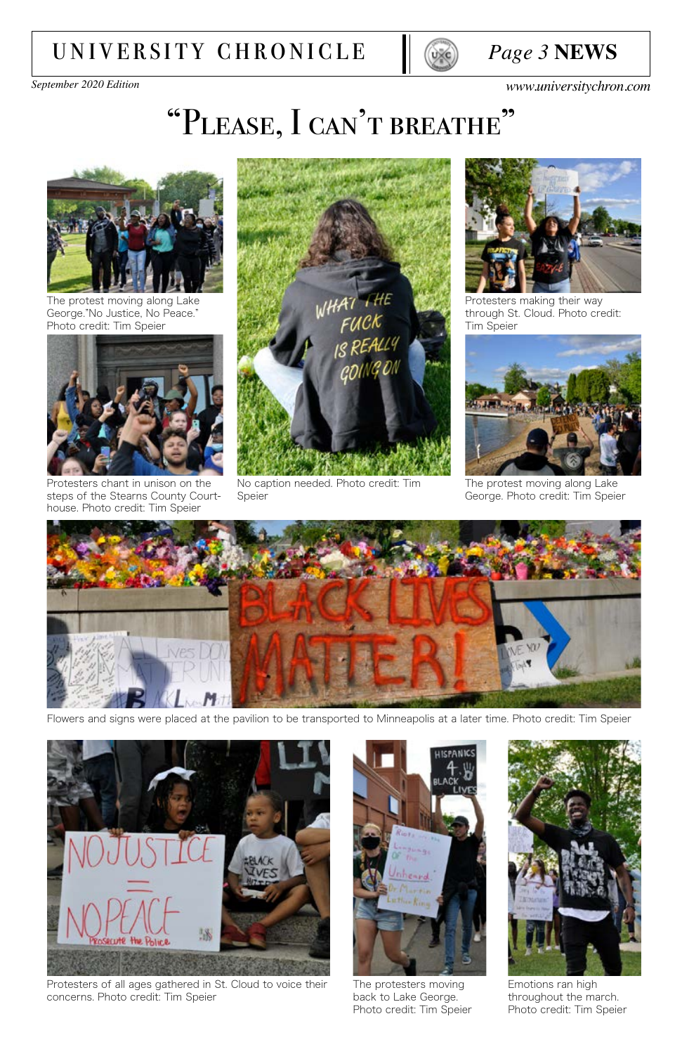# "Please, I can't breathe"

The protest moving along Lake George."No Justice, No Peace." Photo credit: Tim Speier

Protesters chant in unison on the steps of the Stearns County Courthouse. Photo credit: Tim Speier

No caption needed. Photo credit: Tim Speier

Protesters making their way through St. Cloud. Photo credit: Tim Speier

The protest moving along Lake George. Photo credit: Tim Speier

Flowers and signs were placed at the pavilion to be transported to Minneapolis at a later time. Photo credit: Tim Speier

Protesters of all ages gathered in St. Cloud to voice their concerns. Photo credit: Tim Speier

The protesters moving back to Lake George. Photo credit: Tim Speier

Emotions ran high throughout the march. Photo credit: Tim Speier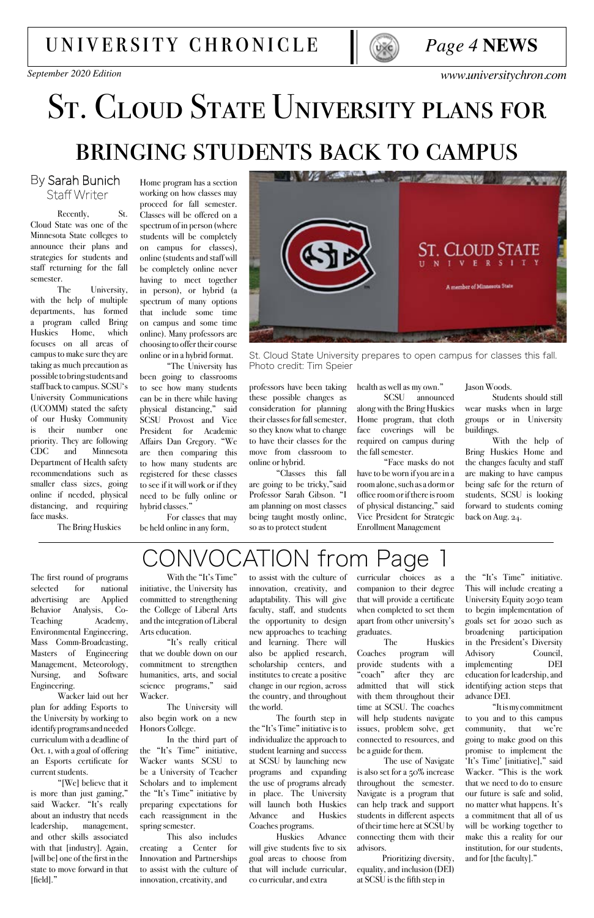# St. Cloud State University plans for bringing students back to campus

By Sarah Bunich
Staff Writer

Recently, St. Cloud State was one of the Minnesota State colleges to announce their plans and strategies for students and staff returning for the fall semester.

The University, with the help of multiple departments, has formed a program called Bring Huskies Home, which focuses on all areas of campus to make sure they are taking as much precaution as possible to bring students and staff back to campus. SCSU's University Communications (UCOMM) stated the safety of our Husky Community is their number one priority. They are following CDC and Minnesota Department of Health safety recommendations such as smaller class sizes, going online if needed, physical distancing, and requiring face masks.

The Bring Huskies Home program has a section working on how classes may proceed for fall semester. Classes will be offered on a spectrum of in person (where students will be completely on campus for classes), online (students and staff will be completely online never having to meet together in person), or hybrid (a spectrum of many options that include some time on campus and some time online). Many professors are choosing to offer their course online or in a hybrid format.

"The University has been going to classrooms to see how many students can be in there while having physical distancing," said SCSU Provost and Vice President for Academic Affairs Dan Gregory. "We are then comparing this to how many students are registered for these classes to see if it will work or if they need to be fully online or hybrid classes."

For classes that may be held online in any form, professors have been taking these possible changes as consideration for planning their classes for fall semester, so they know what to change to have their classes for the move from classroom to online or hybrid.

"Classes this fall are going to be tricky," said Professor Sarah Gibson. "I am planning on most classes being taught mostly online, so as to protect student health as well as my own."

SCSU announced along with the Bring Huskies Home program, that cloth face coverings will be required on campus during the fall semester.

"Face masks do not have to be worn if you are in a room alone, such as a dorm or office room or if there is room of physical distancing," said Vice President for Strategic Enrollment Management Jason Woods.

Students should still wear masks when in large groups or in University buildings.

With the help of Bring Huskies Home and the changes faculty and staff are making to have campus being safe for the return of students, SCSU is looking forward to students coming back on Aug. 24.

St. Cloud State University prepares to open campus for classes this fall. Photo credit: Tim Speier

# CONVOCATION from Page 1

The first round of programs selected for national advertising are Applied Behavior Analysis, Co-Teaching Academy, Environmental Engineering, Mass Comm-Broadcasting, Masters of Engineering Management, Meteorology, Nursing, and Software Engineering.

Wacker laid out her plan for adding Esports to the University by working to identify programs and needed curriculum with a deadline of Oct. 1, with a goal of offering an Esports certificate for current students.

"[We] believe that it is more than just gaming," said Wacker. "It's really about an industry that needs leadership, management, and other skills associated with that [industry]. Again, [will be] one of the first in the state to move forward in that [field]."

With the "It's Time" initiative, the University has committed to strengthening the College of Liberal Arts and the integration of Liberal Arts education.

"It's really critical that we double down on our commitment to strengthen humanities, arts, and social science programs," said Wacker.

The University will also begin work on a new Honors College.

In the third part of the "It's Time" initiative, Wacker wants SCSU to be a University of Teacher Scholars and to implement the "It's Time" initiative by preparing expectations for each reassignment in the spring semester.

This also includes creating a Center for Innovation and Partnerships to assist with the culture of innovation, creativity, and adaptability. This will give faculty, staff, and students the opportunity to design new approaches to teaching and learning. There will also be applied research, scholarship centers, and institutes to create a positive change in our region, across the country, and throughout the world.

The fourth step in the "It's Time" initiative is to individualize the approach to student learning and success at SCSU by launching new programs and expanding the use of programs already in place. The University will launch both Huskies Advance and Huskies Coaches programs.

Huskies Advance will give students five to six goal areas to choose from that will include curricular, co curricular, and extra curricular choices as a companion to their degree that will provide a certificate when completed to set them apart from other university's graduates.

The Huskies Coaches program will provide students with a "coach" after they are admitted that will stick with them throughout their time at SCSU. The coaches will help students navigate issues, problem solve, get connected to resources, and be a guide for them.

The use of Navigate is also set for a 50% increase throughout the semester. Navigate is a program that can help track and support students in different aspects of their time here at SCSU by connecting them with their advisors.

Prioritizing diversity, equality, and inclusion (DEI) at SCSU is the fifth step in the "It's Time" initiative. This will include creating a University Equity 2030 team to begin implementation of goals set for 2020 such as broadening participation in the President's Diversity Advisory Council, implementing DEI education for leadership, and identifying action steps that advance DEI.

"It is my commitment to you and to this campus community, that we're going to make good on this promise to implement the 'It's Time' [initiative]," said Wacker. "This is the work that we need to do to ensure our future is safe and solid, no matter what happens. It's a commitment that all of us will be working together to make this a reality for our institution, for our students, and for [the faculty]."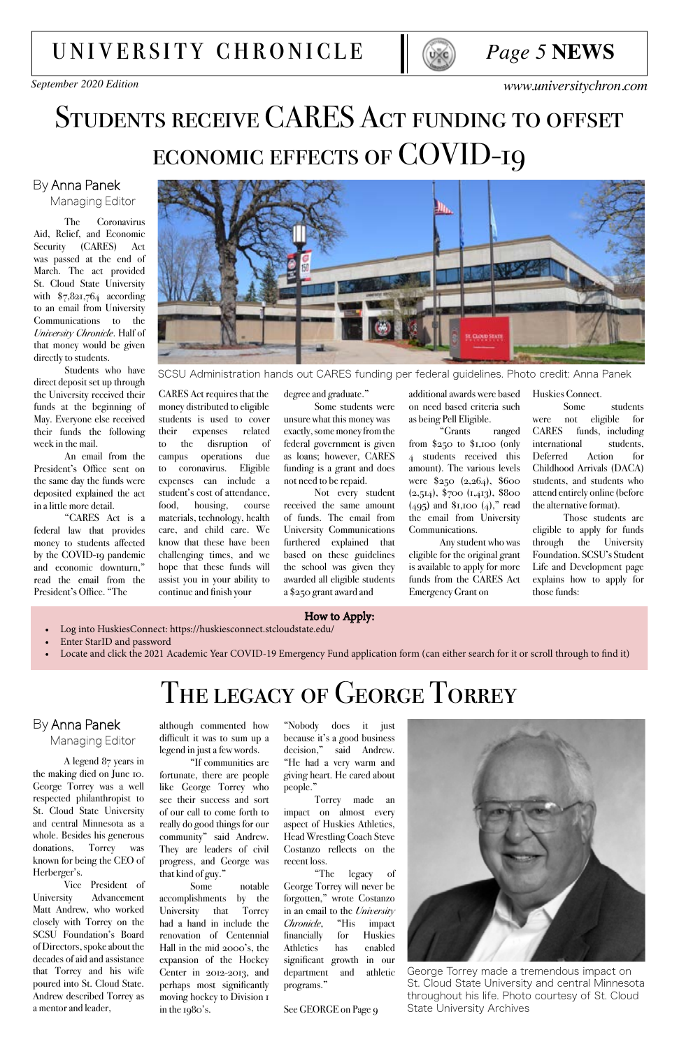# Students receive CARES Act funding to offset economic effects of COVID-19

By Anna Panek
Managing Editor

The Coronavirus Aid, Relief, and Economic Security (CARES) Act was passed at the end of March. The act provided St. Cloud State University with $7,821,764 according to an email from University Communications to the *University Chronicle*. Half of that money would be given directly to students.

Students who have direct deposit set up through the University received their funds at the beginning of May. Everyone else received their funds the following week in the mail.

An email from the President's Office sent on the same day the funds were deposited explained the act in a little more detail.

"CARES Act is a federal law that provides money to students affected by the COVID-19 pandemic and economic downturn," read the email from the President's Office. "The CARES Act requires that the money distributed to eligible students is used to cover their expenses related to the disruption of campus operations due to coronavirus. Eligible expenses can include a student's cost of attendance, food, housing, course materials, technology, health care, and child care. We know that these have been challenging times, and we hope that these funds will assist you in your ability to continue and finish your degree and graduate."

Some students were unsure what this money was exactly, some money from the federal government is given as loans; however, CARES funding is a grant and does not need to be repaid.

Not every student received the same amount of funds. The email from University Communications furthered explained that based on these guidelines the school was given they awarded all eligible students a $250 grant award and additional awards were based on need based criteria such as being Pell Eligible.

"Grants ranged from $250 to $1,100 (only 4 students received this amount). The various levels were $250 (2,264), $600 (2,514), $700 (1,413), $800 (495) and $1,100 (4)," read the email from University Communications.

Any student who was eligible for the original grant is available to apply for more funds from the CARES Act Emergency Grant on Huskies Connect.

Some students were not eligible for CARES funds, including international students, Deferred Action for Childhood Arrivals (DACA) students, and students who attend entirely online (before the alternative format).

Those students are eligible to apply for funds through the University Foundation. SCSU's Student Life and Development page explains how to apply for those funds:

SCSU Administration hands out CARES funding per federal guidelines. Photo credit: Anna Panek

**How to Apply:**

- Log into HuskiesConnect: https://huskiesconnect.stcloudstate.edu/
- Enter StarID and password
- Locate and click the 2021 Academic Year COVID-19 Emergency Fund application form (can either search for it or scroll through to find it)

# The legacy of George Torrey

By Anna Panek
Managing Editor

A legend 87 years in the making died on June 10. George Torrey was a well respected philanthropist to St. Cloud State University and central Minnesota as a whole. Besides his generous donations, Torrey was known for being the CEO of Herberger's.

Vice President of University Advancement Matt Andrew, who worked closely with Torrey on the SCSU Foundation's Board of Directors, spoke about the decades of aid and assistance that Torrey and his wife poured into St. Cloud State. Andrew described Torrey as a mentor and leader, although commented how difficult it was to sum up a legend in just a few words.

"If communities are fortunate, there are people like George Torrey who see their success and sort of our call to come forth to really do good things for our community" said Andrew. "They are leaders of civil progress, and George was that kind of guy."

Some notable accomplishments by the University that Torrey had a hand in include the renovation of Centennial Hall in the mid 2000's, the expansion of the Hockey Center in 2012-2013, and perhaps most significantly moving hockey to Division 1 in the 1980's.

"Nobody does it just because it's a good business decision," said Andrew. "He had a very warm and giving heart. He cared about people."

Torrey made an impact on almost every aspect of Huskies Athletics, Head Wrestling Coach Steve Costanzo reflects on the recent loss.

"The legacy of George Torrey will never be forgotten," wrote Costanzo in an email to the *University Chronicle*. "His impact financially for Huskies Athletics has enabled significant growth in our department and athletic programs."

See GEORGE on Page 9

George Torrey made a tremendous impact on St. Cloud State University and central Minnesota throughout his life. Photo courtesy of St. Cloud State University Archives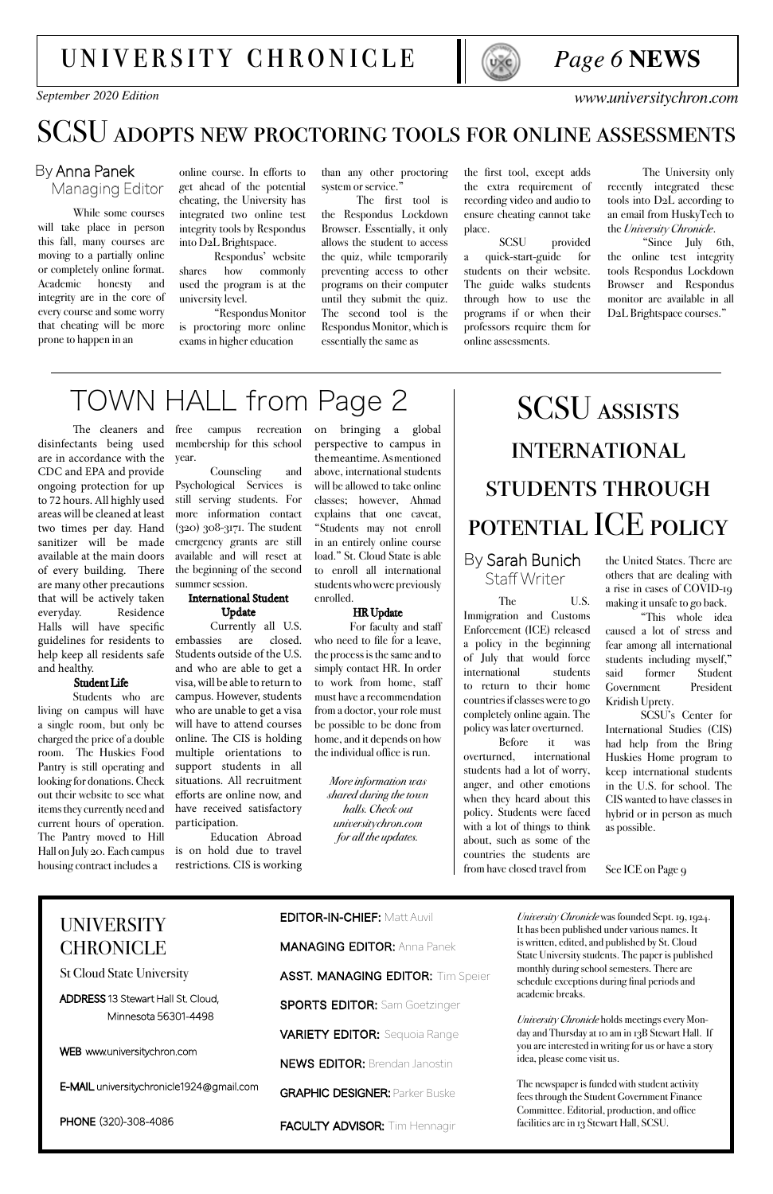# SCSU adopts new proctoring tools for online assessments

By Anna Panek
Managing Editor

While some courses will take place in person this fall, many courses are moving to a partially online or completely online format. Academic honesty and integrity are in the core of every course and some worry that cheating will be more prone to happen in an online course. In efforts to get ahead of the potential cheating, the University has integrated two online test integrity tools by Respondus into D2L Brightspace.

Respondus' website shares how commonly used the program is at the university level.

"Respondus Monitor is proctoring more online exams in higher education than any other proctoring system or service."

The first tool is the Respondus Lockdown Browser. Essentially, it only allows the student to access the quiz, while temporarily preventing access to other programs on their computer until they submit the quiz. The second tool is the Respondus Monitor, which is essentially the same as the first tool, except adds the extra requirement of recording video and audio to ensure cheating cannot take place.

SCSU provided a quick-start-guide for students on their website. The guide walks students through how to use the programs if or when their professors require them for online assessments.

The University only recently integrated these tools into D2L according to an email from HuskyTech to the *University Chronicle*.

"Since July 6th, the online test integrity tools Respondus Lockdown Browser and Respondus monitor are available in all D2L Brightspace courses."

# TOWN HALL from Page 2

The cleaners and disinfectants being used are in accordance with the CDC and EPA and provide ongoing protection for up to 72 hours. All highly used areas will be cleaned at least two times per day. Hand sanitizer will be made available at the main doors of every building. There are many other precautions that will be actively taken everyday. Residence Halls will have specific guidelines for residents to help keep all residents safe and healthy.

**Student Life**

Students who are living on campus will have a single room, but only be charged the price of a double room. The Huskies Food Pantry is still operating and looking for donations. Check out their website to see what items they currently need and current hours of operation. The Pantry moved to Hill Hall on July 20. Each campus housing contract includes a free campus recreation membership for this school year.

Counseling and Psychological Services is still serving students. For more information contact (320) 308-3171. The student emergency grants are still available and will reset at the beginning of the second summer session.

**International Student Update**

Currently all U.S. embassies are closed. Students outside of the U.S. and who are able to get a visa, will be able to return to campus. However, students who are unable to get a visa will have to attend courses online. The CIS is holding multiple orientations to support students in all situations. All recruitment efforts are online now, and have received satisfactory participation.

Education Abroad is on hold due to travel restrictions. CIS is working on bringing a global perspective to campus in the meantime. As mentioned above, international students will be allowed to take online classes; however, Ahmad explains that one caveat, "Students may not enroll in an entirely online course load." St. Cloud State is able to enroll all international students who were previously enrolled.

**HR Update**

For faculty and staff who need to file for a leave, the process is the same and to simply contact HR. In order to work from home, staff must have a recommendation from a doctor, your role must be possible to be done from home, and it depends on how the individual office is run.

*More information was shared during the town halls. Check out universitychron.com for all the updates.*

# SCSU assists international students through potential ICE policy

By Sarah Bunich
Staff Writer

The U.S. Immigration and Customs Enforcement (ICE) released a policy in the beginning of July that would force international students to return to their home countries if classes were to go completely online again. The policy was later overturned.

Before it was overturned, international students had a lot of worry, anger, and other emotions when they heard about this policy. Students were faced with a lot of things to think about, such as some of the countries the students are from have closed travel from the United States. There are others that are dealing with a rise in cases of COVID-19 making it unsafe to go back.

"This whole idea caused a lot of stress and fear among all international students including myself," said former Student Government President Kridish Uprety.

SCSU's Center for International Studies (CIS) had help from the Bring Huskies Home program to keep international students in the U.S. for school. The CIS wanted to have classes in hybrid or in person as much as possible.

See ICE on Page 9

---

**UNIVERSITY CHRONICLE**
St Cloud State University

**ADDRESS** 13 Stewart Hall St. Cloud, Minnesota 56301-4498

**WEB** www.universitychron.com

**E-MAIL** universitychronicle1924@gmail.com

**PHONE** (320)-308-4086

**EDITOR-IN-CHIEF:** Matt Auvil
**MANAGING EDITOR:** Anna Panek
**ASST. MANAGING EDITOR:** Tim Speier
**SPORTS EDITOR:** Sam Goetzinger
**VARIETY EDITOR:** Sequoia Range
**NEWS EDITOR:** Brendan Janostin
**GRAPHIC DESIGNER:** Parker Buske
**FACULTY ADVISOR:** Tim Hennagir

*University Chronicle* was founded Sept. 19, 1924. It has been published under various names. It is written, edited, and published by St. Cloud State University students. The paper is published monthly during school semesters. There are schedule exceptions during final periods and academic breaks.

*University Chronicle* holds meetings every Monday and Thursday at 10 am in 13B Stewart Hall. If you are interested in writing for us or have a story idea, please come visit us.

The newspaper is funded with student activity fees through the Student Government Finance Committee. Editorial, production, and office facilities are in 13 Stewart Hall, SCSU.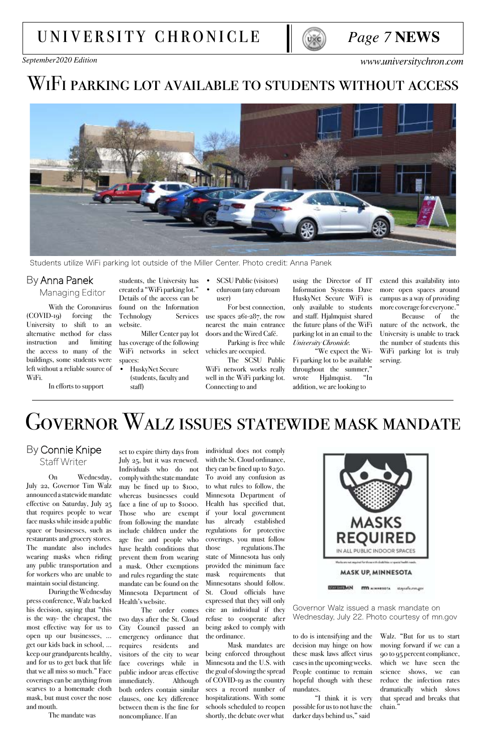# WiFi parking lot available to students without access

Students utilize WiFi parking lot outside of the Miller Center. Photo credit: Anna Panek

By Anna Panek
Managing Editor

With the Coronavirus (COVID-19) forcing the University to shift to an alternative method for class instruction and limiting the access to many of the buildings, some students were left without a reliable source of WiFi.

In efforts to support students, the University has created a "WiFi parking lot." Details of the access can be found on the Information Technology Services website.

Miller Center pay lot has coverage of the following WiFi networks in select spaces:

- HuskyNet Secure (students, faculty and staff)
- SCSU Public (visitors)
- eduroam (any eduroam user)

For best connection, use spaces 261-287, the row nearest the main entrance doors and the Wired Café.

Parking is free while vehicles are occupied.

The SCSU Public WiFi network works really well in the WiFi parking lot. Connecting to and using the Director of IT Information Systems Dave HuskyNet Secure WiFi is only available to students and staff. Hjalmquist shared the future plans of the WiFi parking lot in an email to the *University Chronicle*.

"We expect the Wi-Fi parking lot to be available throughout the summer," wrote Hjalmquist. "In addition, we are looking to extend this availability into more open spaces around campus as a way of providing more coverage for everyone."

Because of the nature of the network, the University is unable to track the number of students this WiFi parking lot is truly serving.

# Governor Walz issues statewide mask mandate

By Connie Knipe
Staff Writer

On Wednesday, July 22, Governor Tim Walz announced a statewide mandate effective on Saturday, July 25 that requires people to wear face masks while inside a public space or businesses, such as restaurants and grocery stores. The mandate also includes wearing masks when riding any public transportation and for workers who are unable to maintain social distancing.

During the Wednesday press conference, Walz backed his decision, saying that "this is the way- the cheapest, the most effective way for us to open up our businesses, ... get our kids back in school, ... keep our grandparents healthy, and for us to get back that life that we all miss so much." Face coverings can be anything from scarves to a homemade cloth mask, but must cover the nose and mouth.

The mandate was set to expire thirty days from July 25, but it was renewed. Individuals who do not comply with the state mandate may be fined up to $100, whereas businesses could face a fine of up to $1000. Those who are exempt from following the mandate include children under the age five and people who have health conditions that prevent them from wearing a mask. Other exemptions and rules regarding the state mandate can be found on the Minnesota Department of Health's website.

The order comes two days after the St. Cloud City Council passed an emergency ordinance that requires residents and visitors of the city to wear face coverings while in public indoor areas effective immediately. Although both orders contain similar clauses, one key difference between them is the fine for noncompliance. If an individual does not comply with the St. Cloud ordinance, they can be fined up to $250. To avoid any confusion as to what rules to follow, the Minnesota Department of Health has specified that, if your local government has already established regulations for protective coverings, you must follow those regulations. The state of Minnesota has only provided the minimum face mask requirements that Minnesotans should follow. St. Cloud officials have expressed that they will only cite an individual if they refuse to cooperate after being asked to comply with the ordinance.

Mask mandates are being enforced throughout Minnesota and the U.S. with the goal of slowing the spread of COVID-19 as the country sees a record number of hospitalizations. With some schools scheduled to reopen shortly, the debate over what to do is intensifying and the decision may hinge on how these mask laws affect virus cases in the upcoming weeks. People continue to remain hopeful though with these mandates.

"I think it is very possible for us to not have the darker days behind us," said Walz. "But for us to start moving forward if we can a 90 to 95 percent compliance, which we have seen the science shows, we can reduce the infection rates dramatically which slows that spread and breaks that chain."

Governor Walz issued a mask mandate on Wednesday, July 22. Photo courtesy of mn.gov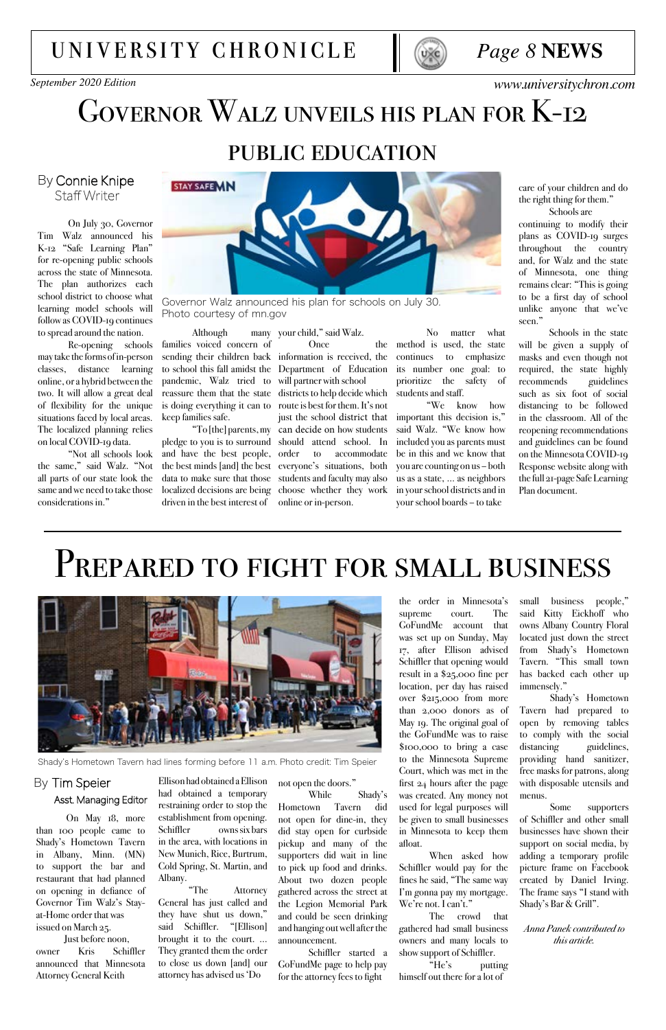# Governor Walz unveils his plan for K-12 public education

By Connie Knipe
Staff Writer

On July 30, Governor Tim Walz announced his K-12 "Safe Learning Plan" for re-opening public schools across the state of Minnesota. The plan authorizes each school district to choose what learning model schools will follow as COVID-19 continues to spread around the nation.

Re-opening schools may take the forms of in-person classes, distance learning online, or a hybrid between the two. It will allow a great deal of flexibility for the unique situations faced by local areas. The localized planning relies on local COVID-19 data.

"Not all schools look the same," said Walz. "Not all parts of our state look the same and we need to take those considerations in."

Governor Walz announced his plan for schools on July 30. Photo courtesy of mn.gov

Although many families voiced concern of sending their children back to school this fall amidst the pandemic, Walz tried to reassure them that the state is doing everything it can to keep families safe.

"To [the] parents, my pledge to you is to surround and have the best people, the best minds [and] the best data to make sure that those localized decisions are being driven in the best interest of your child," said Walz.

Once the information is received, the Department of Education will partner with school districts to help decide which route is best for them. It's not just the school district that can decide on how students should attend school. In order to accommodate everyone's situations, both students and faculty may also choose whether they work online or in-person.

No matter what method is used, the state continues to emphasize its number one goal: to prioritize the safety of students and staff.

"We know how important this decision is," said Walz. "We know how included you as parents must be in this and we know that you are counting on us – both us as a state, ... as neighbors in your school districts and in your school boards – to take care of your children and do the right thing for them."

Schools are continuing to modify their plans as COVID-19 surges throughout the country and, for Walz and the state of Minnesota, one thing remains clear: "This is going to be a first day of school unlike anyone that we've seen."

Schools in the state will be given a supply of masks and even though not required, the state highly recommends guidelines such as six foot of social distancing to be followed in the classroom. All of the reopening recommendations and guidelines can be found on the Minnesota COVID-19 Response website along with the full 21-page Safe Learning Plan document.

---

# Prepared to fight for small business

Shady's Hometown Tavern had lines forming before 11 a.m. Photo credit: Tim Speier

By Tim Speier
Asst. Managing Editor

On May 18, more than 100 people came to Shady's Hometown Tavern in Albany, Minn. (MN) to support the bar and restaurant that had planned on opening in defiance of Governor Tim Walz's Stay-at-Home order that was issued on March 25.

Just before noon, owner Kris Schiffler announced that Minnesota Attorney General Keith Ellison had obtained a Ellison had obtained a temporary restraining order to stop the establishment from opening. Schiffler owns six bars in the area, with locations in New Munich, Rice, Burtrum, Cold Spring, St. Martin, and Albany.

"The Attorney General has just called and they have shut us down," said Schiffler. "[Ellison] brought it to the court. ... They granted them the order to close us down [and] our attorney has advised us 'Do not open the doors.'"

While Shady's Hometown Tavern did not open for dine-in, they did stay open for curbside pickup and many of the supporters did wait in line to pick up food and drinks. About two dozen people gathered across the street at the Legion Memorial Park and could be seen drinking and hanging out well after the announcement.

Schiffler started a GoFundMe page to help pay for the attorney fees to fight the order in Minnesota's supreme court. The GoFundMe account that was set up on Sunday, May 17, after Ellison advised Schiffler that opening would result in a $25,000 fine per location, per day has raised over $215,000 from more than 2,000 donors as of May 19. The original goal of the GoFundMe was to raise $100,000 to bring a case to the Minnesota Supreme Court, which was met in the first 24 hours after the page was created. Any money not used for legal purposes will be given to small businesses in Minnesota to keep them afloat.

When asked how Schiffler would pay for the fines he said, "The same way I'm gonna pay my mortgage. We're not. I can't."

The crowd that gathered had small business owners and many locals to show support of Schiffler.

"He's putting himself out there for a lot of small business people," said Kitty Eickhoff who owns Albany Country Floral located just down the street from Shady's Hometown Tavern. "This small town has backed each other up immensely."

Shady's Hometown Tavern had prepared to open by removing tables to comply with the social distancing guidelines, providing hand sanitizer, free masks for patrons, along with disposable utensils and menus.

Some supporters of Schiffler and other small businesses have shown their support on social media, by adding a temporary profile picture frame on Facebook created by Daniel Irving. The frame says "I stand with Shady's Bar & Grill".

*Anna Panek contributed to this article.*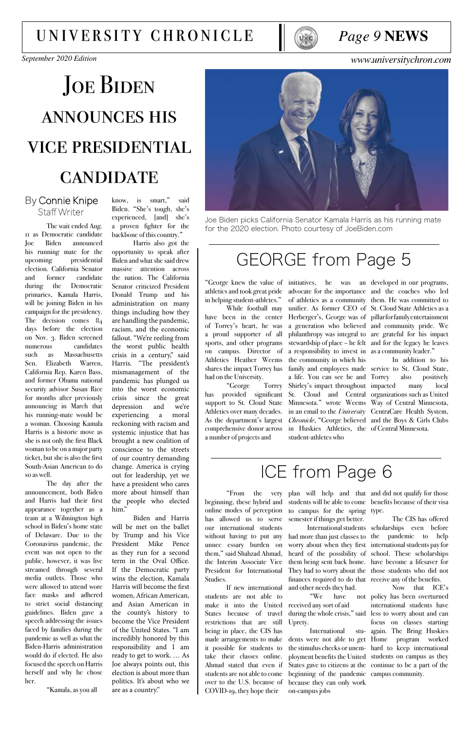# Joe Biden announces his vice presidential candidate

By Connie Knipe
Staff Writer

The wait ended Aug. 11 as Democratic candidate Joe Biden announced his running mate for the upcoming presidential election. California Senator and former candidate during the Democratic primaries, Kamala Harris, will be joining Biden in his campaign for the presidency. The decision comes 84 days before the election on Nov. 3. Biden screened numerous candidates such as Massachusetts Sen. Elizabeth Warren, California Rep. Karen Bass, and former Obama national security advisor Susan Rice for months after previously announcing in March that his running-mate would be a woman. Choosing Kamala Harris is a historic move as she is not only the first Black woman to be on a major party ticket, but she is also the first South-Asian American to do so as well.

The day after the announcement, both Biden and Harris had their first appearance together as a team at a Wilmington high school in Biden's home state of Delaware. Due to the Coronavirus pandemic, the event was not open to the public, however, it was live streamed through several media outlets. Those who were allowed to attend wore face masks and adhered to strict social distancing guidelines. Biden gave a speech addressing the issues faced by families during the pandemic as well as what the Biden-Harris administration would do if elected. He also focused the speech on Harris herself and why he chose her.

"Kamala, as you all know, is smart," said Biden. "She's tough, she's experienced, [and] she's a proven fighter for the backbone of this country."

Harris also got the opportunity to speak after Biden and what she said drew massive attention across the nation. The California Senator criticized President Donald Trump and his administration on many things including how they are handling the pandemic, racism, and the economic fallout. "We're reeling from the worst public health crisis in a century," said Harris. "The president's mismanagement of the pandemic has plunged us into the worst economic crisis since the great depression and we're experiencing a moral reckoning with racism and systemic injustice that has brought a new coalition of conscience to the streets of our country demanding change. America is crying out for leadership, yet we have a president who cares more about himself than the people who elected him."

Biden and Harris will be met on the ballet by Trump and his Vice President Mike Pence as they run for a second term in the Oval Office. If the Democratic party wins the election, Kamala Harris will become the first women, African American, and Asian American in the county's history to become the Vice President of the United States. "I am incredibly honored by this responsibility and I am ready to get to work. … As Joe always points out, this election is about more than politics. It's about who we are as a country."

Joe Biden picks California Senator Kamala Harris as his running mate for the 2020 election. Photo courtesy of JoeBiden.com

# GEORGE from Page 5

"George knew the value of athletics and took great pride in helping student-athletes."

While football may have been in the center of Torrey's heart, he was a proud supporter of all sports, and other programs on campus. Director of Athletics Heather Weems shares the impact Torrey has had on the University.

"George Torrey has provided significant support to St. Cloud State Athletics over many decades. As the department's largest comprehensive donor across a number of projects and initiatives, he was an advocate for the importance of athletics as a community unifier. As former CEO of Herberger's, George was of a generation who believed philanthropy was integral to stewardship of place – he felt a responsibility to invest in the community in which his family and employees made a life. You can see he and Shirley's impact throughout St. Cloud and Central Minnesota." wrote Weems in an email to the *University Chronicle*, "George believed in Huskies Athletics, the student-athletes who developed in our programs, and the coaches who led them. He was committed to St. Cloud State Athletics as a pillar for family entertainment and community pride. We are grateful for his impact and for the legacy he leaves as a community leader."

In addition to his service to St. Cloud State, Torrey also positively impacted many local organizations such as United Way of Central Minnesota, CentraCare Health System, and the Boys & Girls Clubs of Central Minnesota.

# ICE from Page 6

"From the very beginning, these hybrid and online modes of perception has allowed us to serve our international students without having to put any unnec essary burden on them," said Shahzad Ahmad, the Interim Associate Vice President for International Studies.

If new international students are not able to make it into the United States because of travel restrictions that are still being in place, the CIS has made arrangements to make it possible for students to take their classes online. Ahmad stated that even if students are not able to come over to the U.S. because of COVID-19, they hope their plan will help and that students will be able to come to campus for the spring semester if things get better.

International students had more than just classes to worry about when they first heard of the possibility of them being sent back home. They had to worry about the finances required to do that and other needs they had.

"We have not received any sort of aid during the whole crisis," said Uprety.

International students were not able to get the stimulus checks or unemployment benefits the United States gave to citizens at the beginning of the pandemic because they can only work on-campus jobs and did not qualify for those benefits because of their visa type.

The CIS has offered scholarships even before the pandemic to help international students pay for school. These scholarships have become a lifesaver for those students who did not receive any of the benefits.

Now that ICE's policy has been overturned international students have less to worry about and can focus on classes starting again. The Bring Huskies Home program worked hard to keep international students on campus as they continue to be a part of the campus community.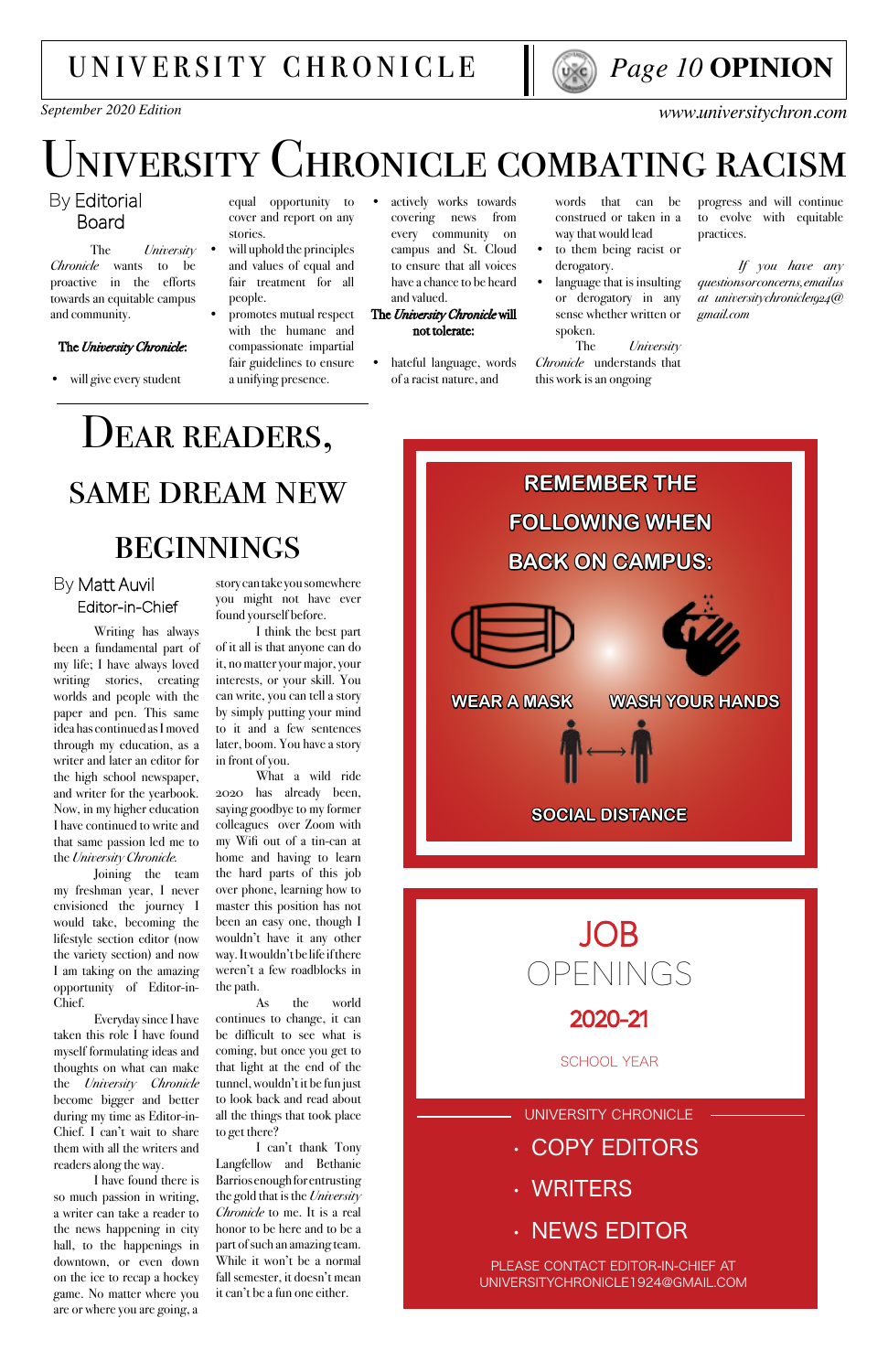# University Chronicle combating racism

By Editorial Board

The *University Chronicle* wants to be proactive in the efforts towards an equitable campus and community.

**The *University Chronicle*:**

- will give every student equal opportunity to cover and report on any stories.
- will uphold the principles and values of equal and fair treatment for all people.
- promotes mutual respect with the humane and compassionate impartial fair guidelines to ensure a unifying presence.
- actively works towards covering news from every community on campus and St. Cloud to ensure that all voices have a chance to be heard and valued.

**The *University Chronicle* will not tolerate:**

- hateful language, words of a racist nature, and words that can be construed or taken in a way that would lead
- to them being racist or derogatory.
- language that is insulting or derogatory in any sense whether written or spoken.

The *University Chronicle* understands that this work is an ongoing progress and will continue to evolve with equitable practices.

*If you have any questions or concerns, email us at universitychronicle1924@gmail.com*

# Dear readers, same dream new beginnings

By Matt Auvil
Editor-in-Chief

Writing has always been a fundamental part of my life; I have always loved writing stories, creating worlds and people with the paper and pen. This same idea has continued as I moved through my education, as a writer and later an editor for the high school newspaper, and writer for the yearbook. Now, in my higher education I have continued to write and that same passion led me to the *University Chronicle*.

Joining the team my freshman year, I never envisioned the journey I would take, becoming the lifestyle section editor (now the variety section) and now I am taking on the amazing opportunity of Editor-in-Chief.

Everyday since I have taken this role I have found myself formulating ideas and thoughts on what can make the *University Chronicle* become bigger and better during my time as Editor-in-Chief. I can't wait to share them with all the writers and readers along the way.

I have found there is so much passion in writing, a writer can take a reader to the news happening in city hall, to the happenings in downtown, or even down on the ice to recap a hockey game. No matter where you are or where you are going, a story can take you somewhere you might not have ever found yourself before.

I think the best part of it all is that anyone can do it, no matter your major, your interests, or your skill. You can write, you can tell a story by simply putting your mind to it and a few sentences later, boom. You have a story in front of you.

What a wild ride 2020 has already been, saying goodbye to my former colleagues over Zoom with my Wifi out of a tin-can at home and having to learn the hard parts of this job over phone, learning how to master this position has not been an easy one, though I wouldn't have it any other way. It wouldn't be life if there weren't a few roadblocks in the path.

As the world continues to change, it can be difficult to see what is coming, but once you get to that light at the end of the tunnel, wouldn't it be fun just to look back and read about all the things that took place to get there?

I can't thank Tony Langfellow and Bethanie Barrios enough for entrusting the gold that is the *University Chronicle* to me. It is a real honor to be here and to be a part of such an amazing team. While it won't be a normal fall semester, it doesn't mean it can't be a fun one either.

**REMEMBER THE FOLLOWING WHEN BACK ON CAMPUS:**

WEAR A MASK

WASH YOUR HANDS

SOCIAL DISTANCE

# JOB OPENINGS

**2020-21**

SCHOOL YEAR

UNIVERSITY CHRONICLE

- COPY EDITORS
- WRITERS
- NEWS EDITOR

PLEASE CONTACT EDITOR-IN-CHIEF AT UNIVERSITYCHRONICLE1924@GMAIL.COM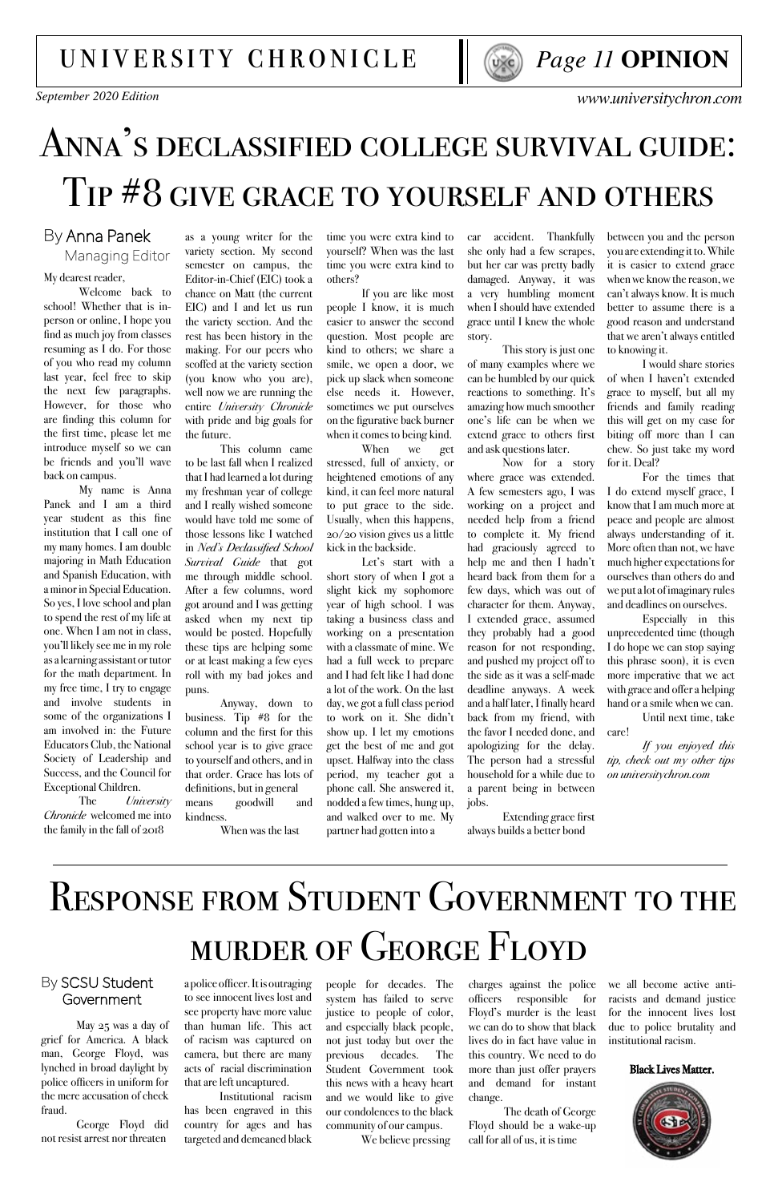# Anna's declassified college survival guide: Tip #8 give grace to yourself and others

By Anna Panek
Managing Editor

My dearest reader,

Welcome back to school! Whether that is in-person or online, I hope you find as much joy from classes resuming as I do. For those of you who read my column last year, feel free to skip the next few paragraphs. However, for those who are finding this column for the first time, please let me introduce myself so we can be friends and you'll wave back on campus.

My name is Anna Panek and I am a third year student as this fine institution that I call one of my many homes. I am double majoring in Math Education and Spanish Education, with a minor in Special Education. So yes, I love school and plan to spend the rest of my life at one. When I am not in class, you'll likely see me in my role as a learning assistant or tutor for the math department. In my free time, I try to engage and involve students in some of the organizations I am involved in: the Future Educators Club, the National Society of Leadership and Success, and the Council for Exceptional Children.

The *University Chronicle* welcomed me into the family in the fall of 2018 as a young writer for the variety section. My second semester on campus, the Editor-in-Chief (EIC) took a chance on Matt (the current EIC) and I and let us run the variety section. And the rest has been history in the making. For our peers who scoffed at the variety section (you know who you are), well now we are running the entire *University Chronicle* with pride and big goals for the future.

This column came to be last fall when I realized that I had learned a lot during my freshman year of college and I really wished someone would have told me some of those lessons like I watched in *Ned's Declassified School Survival Guide* that got me through middle school. After a few columns, word got around and I was getting asked when my next tip would be posted. Hopefully these tips are helping some or at least making a few eyes roll with my bad jokes and puns.

Anyway, down to business. Tip #8 for the column and the first for this school year is to give grace to yourself and others, and in that order. Grace has lots of definitions, but in general means goodwill and kindness.

When was the last time you were extra kind to yourself? When was the last time you were extra kind to others?

If you are like most people I know, it is much easier to answer the second question. Most people are kind to others; we share a smile, we open a door, we pick up slack when someone else needs it. However, sometimes we put ourselves on the figurative back burner when it comes to being kind.

When we get stressed, full of anxiety, or heightened emotions of any kind, it can feel more natural to put grace to the side. Usually, when this happens, 20/20 vision gives us a little kick in the backside.

Let's start with a short story of when I got a slight kick my sophomore year of high school. I was taking a business class and working on a presentation with a classmate of mine. We had a full week to prepare and I had felt like I had done a lot of the work. On the last day, we got a full class period to work on it. She didn't show up. I let my emotions get the best of me and got upset. Halfway into the class period, my teacher got a phone call. She answered it, nodded a few times, hung up, and walked over to me. My partner had gotten into a car accident. Thankfully she only had a few scrapes, but her car was pretty badly damaged. Anyway, it was a very humbling moment when I should have extended grace until I knew the whole story.

This story is just one of many examples where we can be humbled by our quick reactions to something. It's amazing how much smoother one's life can be when we extend grace to others first and ask questions later.

Now for a story where grace was extended. A few semesters ago, I was working on a project and needed help from a friend to complete it. My friend had graciously agreed to help me and then I hadn't heard back from them for a few days, which was out of character for them. Anyway, I extended grace, assumed they probably had a good reason for not responding, and pushed my project off to the side as it was a self-made deadline anyways. A week and a half later, I finally heard back from my friend, with the favor I needed done, and apologizing for the delay. The person had a stressful household for a while due to a parent being in between jobs.

Extending grace first always builds a better bond between you and the person you are extending it to. While it is easier to extend grace when we know the reason, we can't always know. It is much better to assume there is a good reason and understand that we aren't always entitled to knowing it.

I would share stories of when I haven't extended grace to myself, but all my friends and family reading this will get on my case for biting off more than I can chew. So just take my word for it. Deal?

For the times that I do extend myself grace, I know that I am much more at peace and people are almost always understanding of it. More often than not, we have much higher expectations for ourselves than others do and we put a lot of imaginary rules and deadlines on ourselves.

Especially in this unprecedented time (though I do hope we can stop saying this phrase soon), it is even more imperative that we act with grace and offer a helping hand or a smile when we can.

Until next time, take care!

*If you enjoyed this tip, check out my other tips on universitychron.com*

---

# Response from Student Government to the murder of George Floyd

By SCSU Student Government

May 25 was a day of grief for America. A black man, George Floyd, was lynched in broad daylight by police officers in uniform for the mere accusation of check fraud.

George Floyd did not resist arrest nor threaten a police officer. It is outraging to see innocent lives lost and see property have more value than human life. This act of racism was captured on camera, but there are many acts of racial discrimination that are left uncaptured.

Institutional racism has been engraved in this country for ages and has targeted and demeaned black people for decades. The system has failed to serve justice to people of color, and especially black people, not just today but over the previous decades. The Student Government took this news with a heavy heart and we would like to give our condolences to the black community of our campus.

We believe pressing charges against the police officers responsible for Floyd's murder is the least we can do to show that black lives do in fact have value in this country. We need to do more than just offer prayers and demand for instant change.

The death of George Floyd should be a wake-up call for all of us, it is time we all become active anti-racists and demand justice for the innocent lives lost due to police brutality and institutional racism.

**Black Lives Matter.**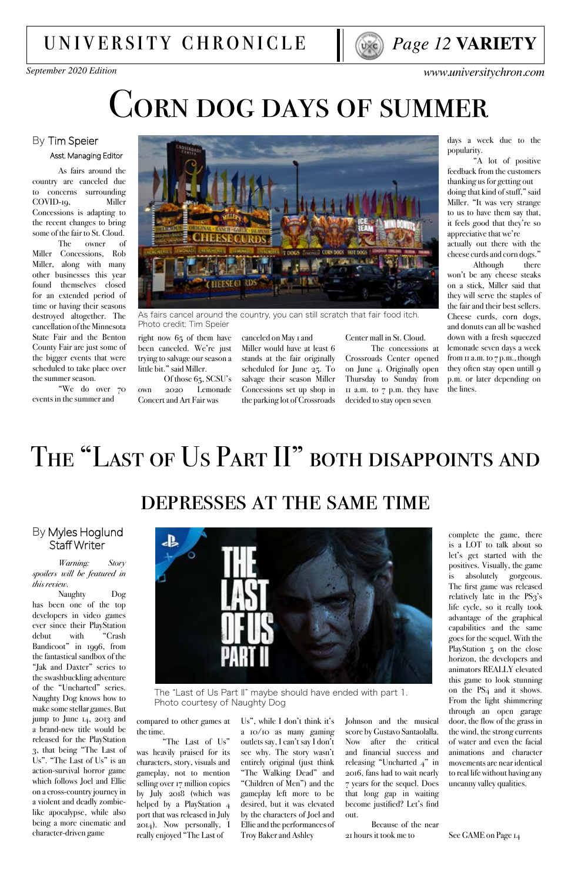# Corn dog days of summer

By Tim Speier
Asst. Managing Editor

As fairs around the country are canceled due to concerns surrounding COVID-19, Miller Concessions is adapting to the recent changes to bring some of the fair to St. Cloud.

The owner of Miller Concessions, Rob Miller, along with many other businesses this year found themselves closed for an extended period of time or having their seasons destroyed altogether. The cancellation of the Minnesota State Fair and the Benton County Fair are just some of the bigger events that were scheduled to take place over the summer season.

"We do over 70 events in the summer and right now 65 of them have been canceled. We're just trying to salvage our season a little bit." said Miller.

As fairs cancel around the country, you can still scratch that fair food itch. Photo credit: Tim Speier

Of those 65, SCSU's own 2020 Lemonade Concert and Art Fair was canceled on May 1 and Miller would have at least 6 stands at the fair originally scheduled for June 25. To salvage their season Miller Concessions set up shop in the parking lot of Crossroads Center mall in St. Cloud.

The concessions at Crossroads Center opened on June 4. Originally open Thursday to Sunday from 11 a.m. to 7 p.m. they have decided to stay open seven days a week due to the popularity.

"A lot of positive feedback from the customers thanking us for getting out doing that kind of stuff," said Miller. "It was very strange to us to have them say that, it feels good that they're so appreciative that we're actually out there with the cheese curds and corn dogs."

Although there won't be any cheese steaks on a stick, Miller said that they will serve the staples of the fair and their best sellers. Cheese curds, corn dogs, and donuts can all be washed down with a fresh squeezed lemonade seven days a week from 11 a.m. to 7 p.m., though they often stay open untill 9 p.m. or later depending on the lines.

# The "Last of Us Part II" both disappoints and depresses at the same time

By Myles Hoglund
Staff Writer

*Warning: Story spoilers will be featured in this review.*

Naughty Dog has been one of the top developers in video games ever since their PlayStation debut with "Crash Bandicoot" in 1996, from the fantastical sandbox of the "Jak and Daxter" series to the swashbuckling adventure of the "Uncharted" series. Naughty Dog knows how to make some stellar games. But jump to June 14, 2013 and a brand-new title would be released for the PlayStation 3, that being "The Last of Us". "The Last of Us" is an action-survival horror game which follows Joel and Ellie on a cross-country journey in a violent and deadly zombie-like apocalypse, while also being a more cinematic and character-driven game compared to other games at the time.

The "Last of Us Part II" maybe should have ended with part 1. Photo courtesy of Naughty Dog

"The Last of Us" was heavily praised for its characters, story, visuals and gameplay, not to mention selling over 17 million copies by July 2018 (which was helped by a PlayStation 4 port that was released in July 2014). Now personally, I really enjoyed "The Last of Us", while I don't think it's a 10/10 as many gaming outlets say, I can't say I don't see why. The story wasn't entirely original (just think "The Walking Dead" and "Children of Men") and the gameplay left more to be desired, but it was elevated by the characters of Joel and Ellie and the performances of Troy Baker and Ashley Johnson and the musical score by Gustavo Santaolalla. Now after the critical and financial success and releasing "Uncharted 4" in 2016, fans had to wait nearly 7 years for the sequel. Does that long gap in waiting become justified? Let's find out.

Because of the near 21 hours it took me to complete the game, there is a LOT to talk about so let's get started with the positives. Visually, the game is absolutely gorgeous. The first game was released relatively late in the PS3's life cycle, so it really took advantage of the graphical capabilities and the same goes for the sequel. With the PlayStation 5 on the close horizon, the developers and animators REALLY elevated this game to look stunning on the PS4 and it shows. From the light shimmering through an open garage door, the flow of the grass in the wind, the strong currents of water and even the facial animations and character movements are near identical to real life without having any uncanny valley qualities.

See GAME on Page 14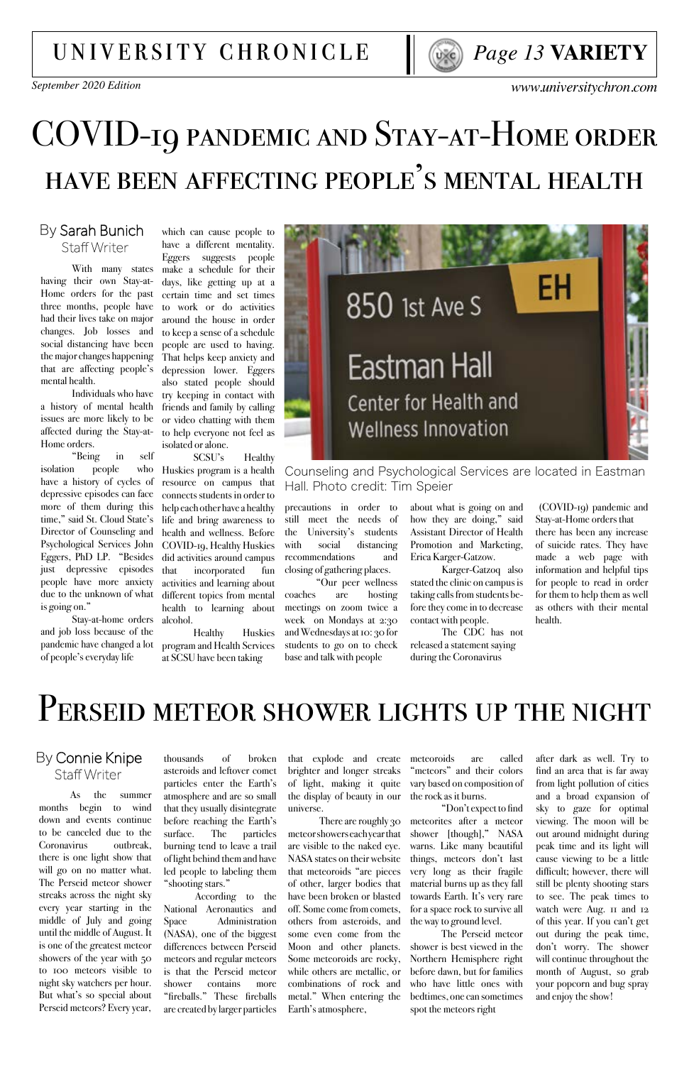# COVID-19 PANDEMIC AND STAY-AT-HOME ORDER HAVE BEEN AFFECTING PEOPLE'S MENTAL HEALTH

By Sarah Bunich
Staff Writer

With many states having their own Stay-at-Home orders for the past three months, people have had their lives take on major changes. Job losses and social distancing have been the major changes happening that are affecting people's mental health.

Individuals who have a history of mental health issues are more likely to be affected during the Stay-at-Home orders.

"Being in self isolation people who have a history of cycles of depressive episodes can face more of them during this time," said St. Cloud State's Director of Counseling and Psychological Services John Eggers, PhD LP. "Besides just depressive episodes people have more anxiety due to the unknown of what is going on."

Stay-at-home orders and job loss because of the pandemic have changed a lot of people's everyday life which can cause people to have a different mentality. Eggers suggests people make a schedule for their days, like getting up at a certain time and set times to work or do activities around the house in order to keep a sense of a schedule people are used to having. That helps keep anxiety and depression lower. Eggers also stated people should try keeping in contact with friends and family by calling or video chatting with them to help everyone not feel as isolated or alone.

SCSU's Healthy Huskies program is a health resource on campus that connects students in order to help each other have a healthy life and bring awareness to health and wellness. Before COVID-19, Healthy Huskies did activities around campus that incorporated fun activities and learning about different topics from mental health to learning about alcohol.

Healthy Huskies program and Health Services at SCSU have been taking precautions in order to still meet the needs of the University's students with social distancing recommendations and closing of gathering places.

"Our peer wellness coaches are hosting meetings on zoom twice a week on Mondays at 2:30 and Wednesdays at 10:30 for students to go on to check base and talk with people about what is going on and how they are doing," said Assistant Director of Health Promotion and Marketing, Erica Karger-Gatzow.

Karger-Gatzoq also stated the clinic on campus is taking calls from students before they come in to decrease contact with people.

The CDC has not released a statement saying during the Coronavirus (COVID-19) pandemic and Stay-at-Home orders that there has been any increase of suicide rates. They have made a web page with information and helpful tips for people to read in order for them to help them as well as others with their mental health.

Counseling and Psychological Services are located in Eastman Hall. Photo credit: Tim Speier

# PERSEID METEOR SHOWER LIGHTS UP THE NIGHT

By Connie Knipe
Staff Writer

As the summer months begin to wind down and events continue to be canceled due to the Coronavirus outbreak, there is one light show that will go on no matter what. The Perseid meteor shower streaks across the night sky every year starting in the middle of July and going until the middle of August. It is one of the greatest meteor showers of the year with 50 to 100 meteors visible to night sky watchers per hour. But what's so special about Perseid meteors? Every year, thousands of broken asteroids and leftover comet particles enter the Earth's atmosphere and are so small that they usually disintegrate before reaching the Earth's surface. The particles burning tend to leave a trail of light behind them and have led people to labeling them "shooting stars."

According to the National Aeronautics and Space Administration (NASA), one of the biggest differences between Perseid meteors and regular meteors is that the Perseid meteor shower contains more "fireballs." These fireballs are created by larger particles that explode and create brighter and longer streaks of light, making it quite the display of beauty in our universe.

There are roughly 30 meteor showers each year that are visible to the naked eye. NASA states on their website that meteoroids "are pieces of other, larger bodies that have been broken or blasted off. Some come from comets, others from asteroids, and some even come from the Moon and other planets. Some meteoroids are rocky, while others are metallic, or combinations of rock and metal." When entering the Earth's atmosphere, meteoroids are called "meteors" and their colors vary based on composition of the rock as it burns.

"Don't expect to find meteorites after a meteor shower [though]," NASA warns. Like many beautiful things, meteors don't last very long as their fragile material burns up as they fall towards Earth. It's very rare for a space rock to survive all the way to ground level.

The Perseid meteor shower is best viewed in the Northern Hemisphere right before dawn, but for families who have little ones with bedtimes, one can sometimes spot the meteors right after dark as well. Try to find an area that is far away from light pollution of cities and a broad expansion of sky to gaze for optimal viewing. The moon will be out around midnight during peak time and its light will cause viewing to be a little difficult; however, there will still be plenty shooting stars to see. The peak times to watch were Aug. 11 and 12 of this year. If you can't get out during the peak time, don't worry. The shower will continue throughout the month of August, so grab your popcorn and bug spray and enjoy the show!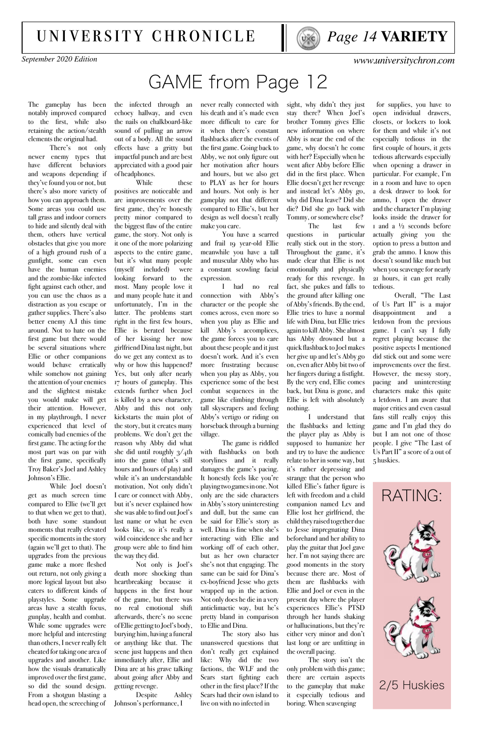# GAME from Page 12

The gameplay has been notably improved compared to the first, while also retaining the action/stealth elements the original had.

There's not only newer enemy types that have different behaviors and weapons depending if they've found you or not, but there's also more variety of how you can approach them. Some areas you could use tall grass and indoor corners to hide and silently deal with them, others have vertical obstacles that give you more of a high ground rush of a gunfight, some can even have the human enemies and the zombie-like infected fight against each other, and you can use the chaos as a distraction as you escape or gather supplies. There's also better enemy A.I this time around. Not to hate on the first game but there would be several situations where Ellie or other companions would behave erratically while somehow not gaining the attention of your enemies and the slightest mistake you would make will get their attention. However, in my playthrough, I never experienced that level of comically bad enemies of the first game. The acting for the most part was on par with the first game, specifically Troy Baker's Joel and Ashley Johnson's Ellie.

While Joel doesn't get as much screen time compared to Ellie (we'll get to that when we get to that), both have some standout moments that really elevated specific moments in the story (again we'll get to that). The upgrades from the previous game make a more fleshed out return, not only giving a more logical layout but also caters to different kinds of playstyles. Some upgrade areas have a stealth focus, gunplay, health and combat. While some upgrades were more helpful and interesting than others, I never really felt cheated for taking one area of upgrades and another. Like how the visuals dramatically improved over the first game, so did the sound design. From a shotgun blasting a head open, the screeching of the infected through an echoey hallway, and even the nails on chalkboard-like sound of pulling an arrow out of a body. All the sound effects have a gritty but impactful punch and are best appreciated with a good pair of headphones.

While these positives are noticeable and are improvements over the first game, they're honestly pretty minor compared to the biggest flaw of the entire game, the story. Not only is it one of the more polarizing aspects to the entire game, but it's what many people (myself included) were looking forward to the most. Many people love it and many people hate it and unfortunately, I'm in the latter. The problems start right in the first few hours, Ellie is berated because of her kissing her now girlfriend Dina last night, but do we get any context as to why or how this happened? Yes, but only after nearly 17 hours of gameplay. This extends further when Joel is killed by a new character, Abby and this not only kickstarts the main plot of the story, but it creates many problems. We don't get the reason why Abby did what she did until roughly 3/4th into the game (that's still hours and hours of play) and while it's an understandable motivation, Not only didn't I care or connect with Abby, but it's never explained how she was able to find out Joel's last name or what he even looks like, so it's really a wild coincidence she and her group were able to find him the way they did.

Not only is Joel's death more shocking than heartbreaking because it happens in the first hour of the game, but there was no real emotional shift afterwards, there's no scene of Ellie getting to Joel's body, burying him, having a funeral or anything like that. The scene just happens and then immediately after, Ellie and Dina are at his grave talking about going after Abby and getting revenge.

Despite Ashley Johnson's performance, I never really connected with his death and it's made even more difficult to care for it when there's constant flashbacks after the events of the first game. Going back to Abby, we not only figure out her motivation after hours and hours, but we also get to PLAY as her for hours and hours. Not only is her gameplay not that different compared to Ellie's, but her design as well doesn't really make you care.

You have a scarred and frail 19 year-old Ellie meanwhile you have a tall and muscular Abby who has a constant scowling facial expression.

I had no real connection with Abby's character or the people she comes across, even more so when you play as Ellie and kill Abby's accomplices, the game forces you to care about these people and it just doesn't work. And it's even more frustrating because when you play as Abby, you experience some of the best combat sequences in the game like climbing through tall skyscrapers and feeling Abby's vertigo or riding on horseback through a burning village.

The game is riddled with flashbacks on both storylines and it really damages the game's pacing. It honestly feels like you're playing two games in one. Not only are the side characters in Abby's story uninteresting and dull, but the same can be said for Ellie's story as well. Dina is fine when she's interacting with Ellie and working off of each other, but as her own character she's not that engaging. The same can be said for Dina's ex-boyfriend Jesse who gets wrapped up in the action. Not only does he die in a very anticlimactic way, but he's pretty bland in comparison to Ellie and Dina.

The story also has unanswered questions that don't really get explained like: Why did the two factions, the WLF and the Scars start fighting each other in the first place? If the Scars had their own island to live on with no infected in sight, why didn't they just stay there? When Joel's brother Tommy gives Ellie new information on where Abby is near the end of the game, why doesn't he come with her? Especially when he went after Abby before Ellie did in the first place. When Ellie doesn't get her revenge and instead let's Abby go, why did Dina leave? Did she die? Did she go back with Tommy, or somewhere else?

The last few questions in particular really stick out in the story. Throughout the game, it's made clear that Ellie is not emotionally and physically ready for this revenge. In fact, she pukes and falls to the ground after killing one of Abby's friends. By the end, Ellie tries to have a normal life with Dina, but Ellie tries again to kill Abby. She almost has Abby drowned but a quick flashback to Joel makes her give up and let's Abby go on, even after Abby bit two of her fingers during a fistfight. By the very end, Ellie comes back, but Dina is gone, and Ellie is left with absolutely nothing.

I understand that the flashbacks and letting the player play as Abby is supposed to humanize her and try to have the audience relate to her in some way, but it's rather depressing and strange that the person who killed Ellie's father figure is left with freedom and a child companion named Lev and Ellie lost her girlfriend, the child they raised together due to Jesse impregnating Dina beforehand and her ability to play the guitar that Joel gave her. I'm not saying there are good moments in the story because there are. Most of them are flashbacks with Ellie and Joel or even in the present day where the player experiences Ellie's PTSD through her hands shaking or hallucinations, but they're either very minor and don't last long or are unfitting in the overall pacing.

The story isn't the only problem with this game; there are certain aspects to the gameplay that make it especially tedious and boring. When scavenging for supplies, you have to open individual drawers, closets, or lockers to look for them and while it's not especially tedious in the first couple of hours, it gets tedious afterwards especially when opening a drawer in particular. For example, I'm in a room and have to open a desk drawer to look for ammo, I open the drawer and the character I'm playing looks inside the drawer for 1 and a ½ seconds before actually giving you the option to press a button and grab the ammo. I know this doesn't sound like much but when you scavenge for nearly 21 hours, it can get really tedious.

Overall, "The Last of Us Part II" is a major disappointment and a letdown from the previous game. I can't say I fully regret playing because the positive aspects I mentioned did stick out and some were improvements over the first. However, the messy story, pacing and uninteresting characters make this quite a letdown. I am aware that major critics and even casual fans still really enjoy this game and I'm glad they do but I am not one of those people. I give "The Last of Us Part II" a score of 2 out of 5 huskies.

RATING:

2/5 Huskies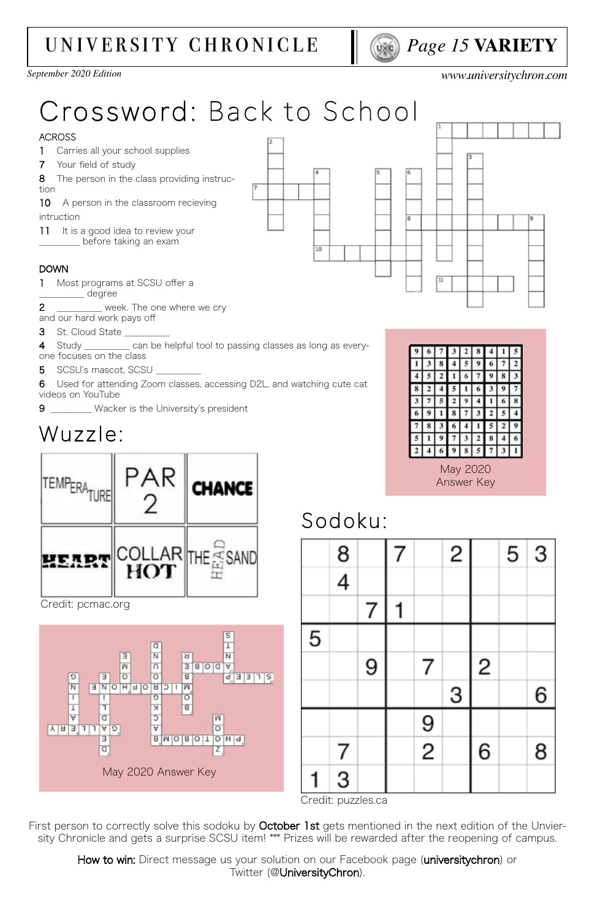# Crossword: Back to School

**ACROSS**

1 Carries all your school supplies
7 Your field of study
8 The person in the class providing instruction
10 A person in the classroom recieving intruction
11 It is a good idea to review your ________ before taking an exam

**DOWN**

1 Most programs at SCSU offer a ________ degree
2 _________ week. The one where we cry and our hard work pays off
3 St. Cloud State _________
4 Study _________ can be helpful tool to passing classes as long as everyone focuses on the class
5 SCSU's mascot, SCSU _________
6 Used for attending Zoom classes, accessing D2L, and watching cute cat videos on YouTube
9 ________ Wacker is the University's president

# Wuzzle:

Credit: pcmac.org

May 2020 Answer Key

| 9 | 6 | 7 | 3 | 2 | 8 | 4 | 1 | 5 |
|---|---|---|---|---|---|---|---|---|
| 1 | 3 | 8 | 4 | 5 | 9 | 6 | 7 | 2 |
| 4 | 5 | 2 | 1 | 6 | 7 | 9 | 8 | 3 |
| 8 | 2 | 4 | 5 | 1 | 6 | 3 | 9 | 7 |
| 3 | 7 | 5 | 2 | 9 | 4 | 1 | 6 | 8 |
| 6 | 9 | 1 | 8 | 7 | 3 | 2 | 5 | 4 |
| 7 | 8 | 3 | 6 | 4 | 1 | 5 | 2 | 9 |
| 5 | 1 | 9 | 7 | 3 | 2 | 8 | 4 | 6 |
| 2 | 4 | 6 | 9 | 8 | 5 | 7 | 3 | 1 |

May 2020 Answer Key

# Sodoku:

| | | | | | | | | |
|---|---|---|---|---|---|---|---|---|
| | 8 | | 7 | | 2 | | 5 | 3 |
| | 4 | | | | | | | |
| | | 7 | 1 | | | | | |
| 5 | | | | | | | | |
| | | 9 | | 7 | | 2 | | |
| | | | | | 3 | | | 6 |
| | | | | 9 | | | | |
| | 7 | | | 2 | | 6 | | 8 |
| 1 | 3 | | | | | | | |

Credit: puzzles.ca

First person to correctly solve this sodoku by **October 1st** gets mentioned in the next edition of the Univercity Chronicle and gets a surprise SCSU item! *** Prizes will be rewarded after the reopening of campus.

**How to win:** Direct message us your solution on our Facebook page (**universitychron**) or Twitter (**@UniversityChron**).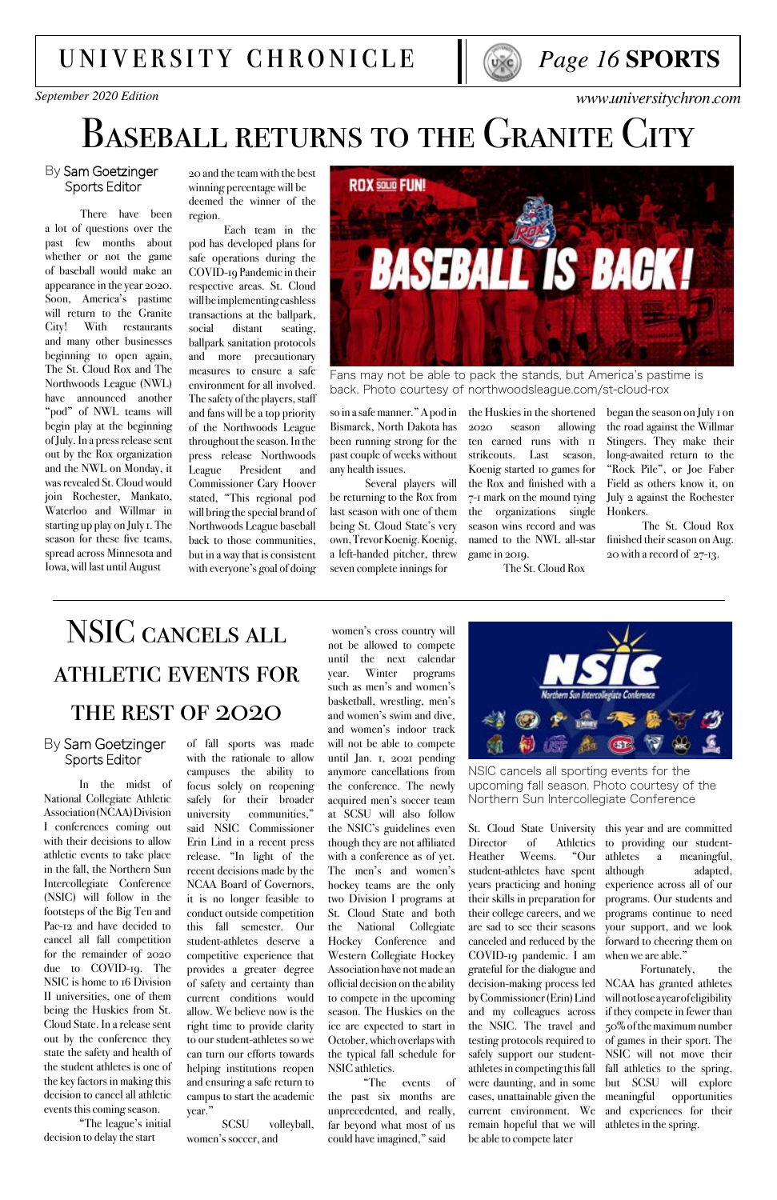# Baseball returns to the Granite City

By Sam Goetzinger
Sports Editor

There have been a lot of questions over the past few months about whether or not the game of baseball would make an appearance in the year 2020. Soon, America's pastime will return to the Granite City! With restaurants and many other businesses beginning to open again, The St. Cloud Rox and The Northwoods League (NWL) have announced another "pod" of NWL teams will begin play at the beginning of July. In a press release sent out by the Rox organization and the NWL on Monday, it was revealed St. Cloud would join Rochester, Mankato, Waterloo and Willmar in starting up play on July 1. The season for these five teams, spread across Minnesota and Iowa, will last until August 20 and the team with the best winning percentage will be deemed the winner of the region.

Each team in the pod has developed plans for safe operations during the COVID-19 Pandemic in their respective areas. St. Cloud will be implementing cashless transactions at the ballpark, social distant seating, ballpark sanitation protocols and more precautionary measures to ensure a safe environment for all involved. The safety of the players, staff and fans will be a top priority of the Northwoods League throughout the season. In the press release Northwoods League President and Commissioner Gary Hoover stated, "This regional pod will bring the special brand of Northwoods League baseball back to those communities, but in a way that is consistent with everyone's goal of doing so in a safe manner." A pod in Bismarck, North Dakota has been running strong for the past couple of weeks without any health issues.

Fans may not be able to pack the stands, but America's pastime is back. Photo courtesy of northwoodsleague.com/st-cloud-rox

Several players will be returning to the Rox from last season with one of them being St. Cloud State's very own, Trevor Koenig. Koenig, a left-handed pitcher, threw seven complete innings for the Huskies in the shortened 2020 season allowing ten earned runs with 11 strikeouts. Last season, Koenig started 10 games for the Rox and finished with a 7-1 mark on the mound tying the organizations single season wins record and was named to the NWL all-star game in 2019.

The St. Cloud Rox began the season on July 1 on the road against the Willmar Stingers. They make their long-awaited return to the "Rock Pile", or Joe Faber Field as others know it, on July 2 against the Rochester Honkers.

The St. Cloud Rox finished their season on Aug. 20 with a record of 27-13.

# NSIC cancels all athletic events for the rest of 2020

By Sam Goetzinger
Sports Editor

In the midst of National Collegiate Athletic Association (NCAA) Division I conferences coming out with their decisions to allow athletic events to take place in the fall, the Northern Sun Intercollegiate Conference (NSIC) will follow in the footsteps of the Big Ten and Pac-12 and have decided to cancel all fall competition for the remainder of 2020 due to COVID-19. The NSIC is home to 16 Division II universities, one of them being the Huskies from St. Cloud State. In a release sent out by the conference they state the safety and health of the student athletes is one of the key factors in making this decision to cancel all athletic events this coming season.

"The league's initial decision to delay the start of fall sports was made with the rationale to allow campuses the ability to focus solely on reopening safely for their broader university communities," said NSIC Commissioner Erin Lind in a recent press release. "In light of recent decisions made by the NCAA Board of Governors, it is no longer feasible to conduct outside competition this fall semester. Our student-athletes deserve a competitive experience that provides a greater degree of safety and certainty than current conditions would allow. We believe now is the right time to provide clarity to our student-athletes so we can turn our efforts towards helping institutions reopen and ensuring a safe return to campus to start the academic year."

SCSU volleyball, women's soccer, and women's cross country will not be allowed to compete until the next calendar year. Winter programs such as men's and women's basketball, wrestling, men's and women's swim and dive, and women's indoor track will not be able to compete until Jan. 1, 2021 pending anymore cancellations from the conference. The newly acquired men's soccer team at SCSU will also follow the NSIC's guidelines even though they are not affiliated with a conference as of yet. The men's and women's hockey teams are the only two Division I programs at St. Cloud State and both the National Collegiate Hockey Conference and Western Collegiate Hockey Association have not made an official decision on the ability to compete in the upcoming season. The Huskies on the ice are expected to start in October, which overlaps with the typical fall schedule for NSIC athletics.

NSIC cancels all sporting events for the upcoming fall season. Photo courtesy of the Northern Sun Intercollegiate Conference

"The events of the past six months are unprecedented, and really, far beyond what most of us could have imagined," said St. Cloud State University Director of Athletics Heather Weems. "Our student-athletes have spent years practicing and honing their skills in preparation for their college careers, and we are sad to see their seasons canceled and reduced by the COVID-19 pandemic. I am grateful for the dialogue and decision-making process led by Commissioner (Erin) Lind and my colleagues across the NSIC. The travel and testing protocols required to safely support our student-athletes in competing this fall were daunting, and in some cases, unattainable given the current environment. We remain hopeful that we will be able to compete later this year and are committed to providing our student-athletes a meaningful, although adapted, experience across all of our programs. Our students and programs continue to need your support, and we look forward to cheering them on when we are able."

Fortunately, the NCAA has granted athletes will not lose a year of eligibility if they compete in fewer than 50% of the maximum number of games in their sport. The NSIC will not move their fall athletics to the spring, but SCSU will explore meaningful opportunities and experiences for their athletes in the spring.